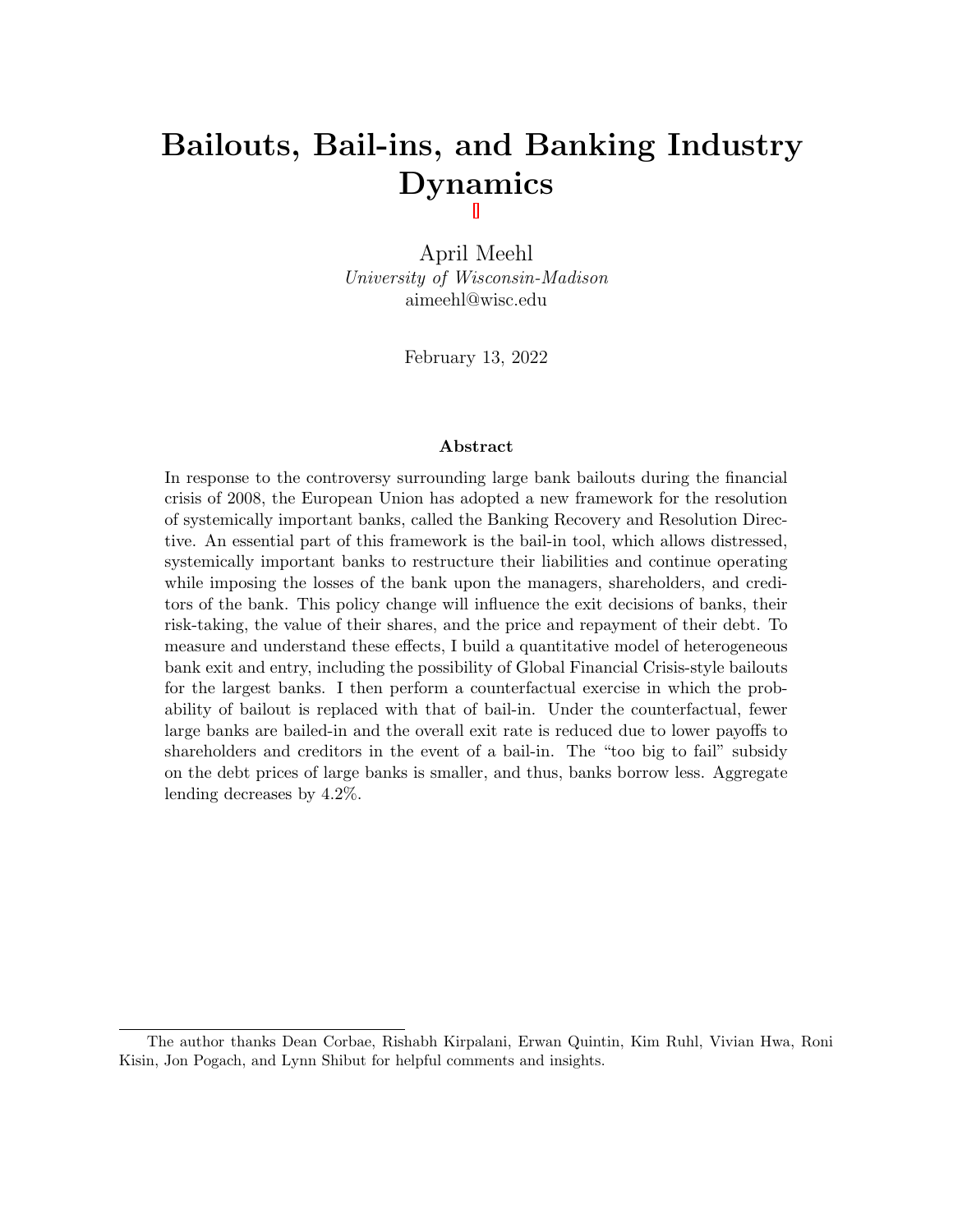# Bailouts, Bail-ins, and Banking Industry Dynamics

April Meehl
*University of Wisconsin-Madison*
aimeehl@wisc.edu

February 13, 2022

### Abstract

In response to the controversy surrounding large bank bailouts during the financial crisis of 2008, the European Union has adopted a new framework for the resolution of systemically important banks, called the Banking Recovery and Resolution Directive. An essential part of this framework is the bail-in tool, which allows distressed, systemically important banks to restructure their liabilities and continue operating while imposing the losses of the bank upon the managers, shareholders, and creditors of the bank. This policy change will influence the exit decisions of banks, their risk-taking, the value of their shares, and the price and repayment of their debt. To measure and understand these effects, I build a quantitative model of heterogeneous bank exit and entry, including the possibility of Global Financial Crisis-style bailouts for the largest banks. I then perform a counterfactual exercise in which the probability of bailout is replaced with that of bail-in. Under the counterfactual, fewer large banks are bailed-in and the overall exit rate is reduced due to lower payoffs to shareholders and creditors in the event of a bail-in. The "too big to fail" subsidy on the debt prices of large banks is smaller, and thus, banks borrow less. Aggregate lending decreases by 4.2%.

---

The author thanks Dean Corbae, Rishabh Kirpalani, Erwan Quintin, Kim Ruhl, Vivian Hwa, Roni Kisin, Jon Pogach, and Lynn Shibut for helpful comments and insights.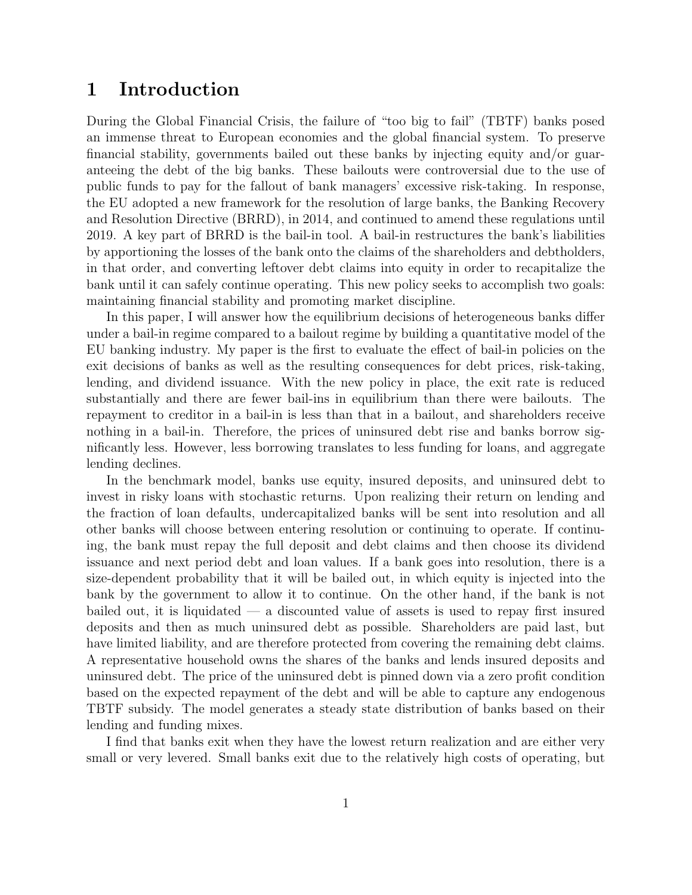# 1 Introduction

During the Global Financial Crisis, the failure of "too big to fail" (TBTF) banks posed an immense threat to European economies and the global financial system. To preserve financial stability, governments bailed out these banks by injecting equity and/or guaranteeing the debt of the big banks. These bailouts were controversial due to the use of public funds to pay for the fallout of bank managers' excessive risk-taking. In response, the EU adopted a new framework for the resolution of large banks, the Banking Recovery and Resolution Directive (BRRD), in 2014, and continued to amend these regulations until 2019. A key part of BRRD is the bail-in tool. A bail-in restructures the bank's liabilities by apportioning the losses of the bank onto the claims of the shareholders and debtholders, in that order, and converting leftover debt claims into equity in order to recapitalize the bank until it can safely continue operating. This new policy seeks to accomplish two goals: maintaining financial stability and promoting market discipline.

In this paper, I will answer how the equilibrium decisions of heterogeneous banks differ under a bail-in regime compared to a bailout regime by building a quantitative model of the EU banking industry. My paper is the first to evaluate the effect of bail-in policies on the exit decisions of banks as well as the resulting consequences for debt prices, risk-taking, lending, and dividend issuance. With the new policy in place, the exit rate is reduced substantially and there are fewer bail-ins in equilibrium than there were bailouts. The repayment to creditor in a bail-in is less than that in a bailout, and shareholders receive nothing in a bail-in. Therefore, the prices of uninsured debt rise and banks borrow significantly less. However, less borrowing translates to less funding for loans, and aggregate lending declines.

In the benchmark model, banks use equity, insured deposits, and uninsured debt to invest in risky loans with stochastic returns. Upon realizing their return on lending and the fraction of loan defaults, undercapitalized banks will be sent into resolution and all other banks will choose between entering resolution or continuing to operate. If continuing, the bank must repay the full deposit and debt claims and then choose its dividend issuance and next period debt and loan values. If a bank goes into resolution, there is a size-dependent probability that it will be bailed out, in which equity is injected into the bank by the government to allow it to continue. On the other hand, if the bank is not bailed out, it is liquidated — a discounted value of assets is used to repay first insured deposits and then as much uninsured debt as possible. Shareholders are paid last, but have limited liability, and are therefore protected from covering the remaining debt claims. A representative household owns the shares of the banks and lends insured deposits and uninsured debt. The price of the uninsured debt is pinned down via a zero profit condition based on the expected repayment of the debt and will be able to capture any endogenous TBTF subsidy. The model generates a steady state distribution of banks based on their lending and funding mixes.

I find that banks exit when they have the lowest return realization and are either very small or very levered. Small banks exit due to the relatively high costs of operating, but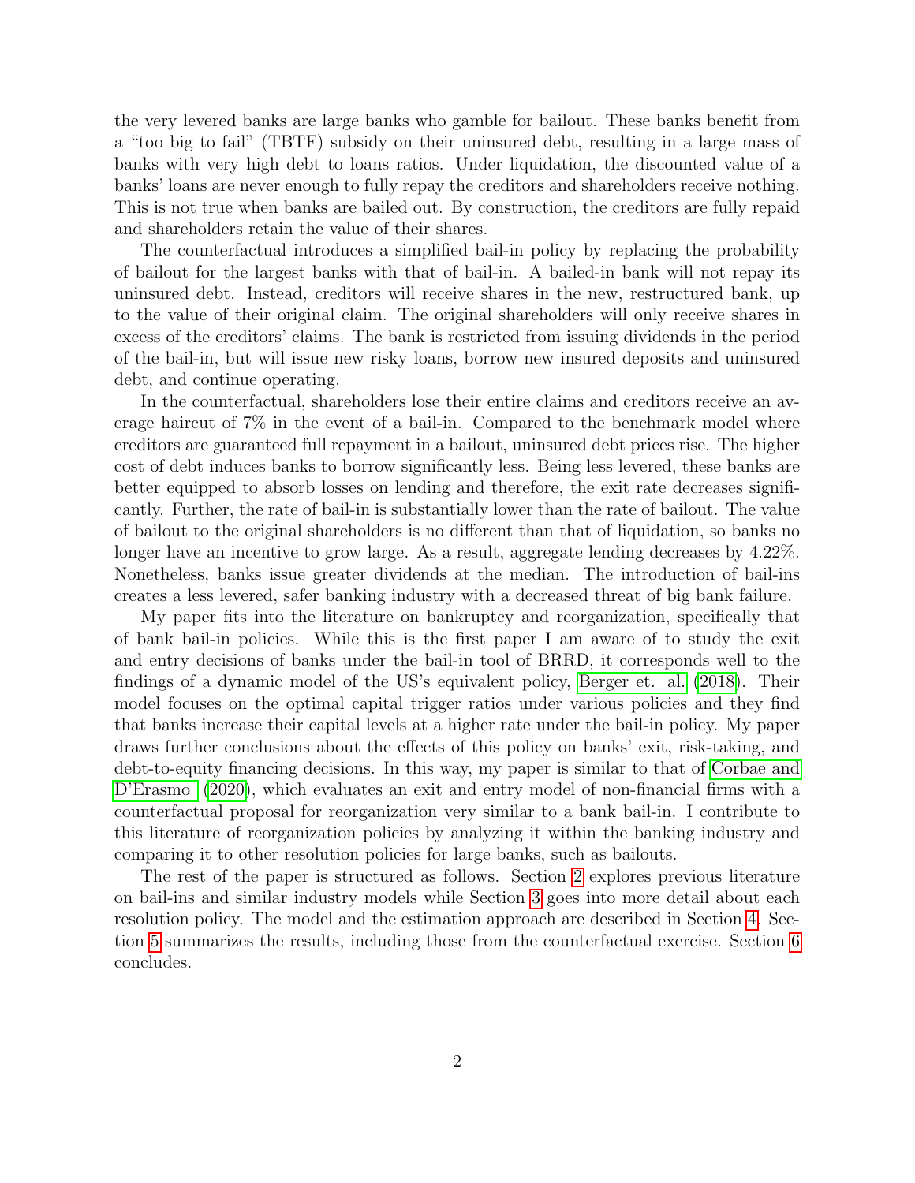the very levered banks are large banks who gamble for bailout. These banks benefit from a "too big to fail" (TBTF) subsidy on their uninsured debt, resulting in a large mass of banks with very high debt to loans ratios. Under liquidation, the discounted value of a banks' loans are never enough to fully repay the creditors and shareholders receive nothing. This is not true when banks are bailed out. By construction, the creditors are fully repaid and shareholders retain the value of their shares.

The counterfactual introduces a simplified bail-in policy by replacing the probability of bailout for the largest banks with that of bail-in. A bailed-in bank will not repay its uninsured debt. Instead, creditors will receive shares in the new, restructured bank, up to the value of their original claim. The original shareholders will only receive shares in excess of the creditors' claims. The bank is restricted from issuing dividends in the period of the bail-in, but will issue new risky loans, borrow new insured deposits and uninsured debt, and continue operating.

In the counterfactual, shareholders lose their entire claims and creditors receive an average haircut of 7% in the event of a bail-in. Compared to the benchmark model where creditors are guaranteed full repayment in a bailout, uninsured debt prices rise. The higher cost of debt induces banks to borrow significantly less. Being less levered, these banks are better equipped to absorb losses on lending and therefore, the exit rate decreases significantly. Further, the rate of bail-in is substantially lower than the rate of bailout. The value of bailout to the original shareholders is no different than that of liquidation, so banks no longer have an incentive to grow large. As a result, aggregate lending decreases by 4.22%. Nonetheless, banks issue greater dividends at the median. The introduction of bail-ins creates a less levered, safer banking industry with a decreased threat of big bank failure.

My paper fits into the literature on bankruptcy and reorganization, specifically that of bank bail-in policies. While this is the first paper I am aware of to study the exit and entry decisions of banks under the bail-in tool of BRRD, it corresponds well to the findings of a dynamic model of the US's equivalent policy, Berger et. al. (2018). Their model focuses on the optimal capital trigger ratios under various policies and they find that banks increase their capital levels at a higher rate under the bail-in policy. My paper draws further conclusions about the effects of this policy on banks' exit, risk-taking, and debt-to-equity financing decisions. In this way, my paper is similar to that of Corbae and D'Erasmo (2020), which evaluates an exit and entry model of non-financial firms with a counterfactual proposal for reorganization very similar to a bank bail-in. I contribute to this literature of reorganization policies by analyzing it within the banking industry and comparing it to other resolution policies for large banks, such as bailouts.

The rest of the paper is structured as follows. Section 2 explores previous literature on bail-ins and similar industry models while Section 3 goes into more detail about each resolution policy. The model and the estimation approach are described in Section 4. Section 5 summarizes the results, including those from the counterfactual exercise. Section 6 concludes.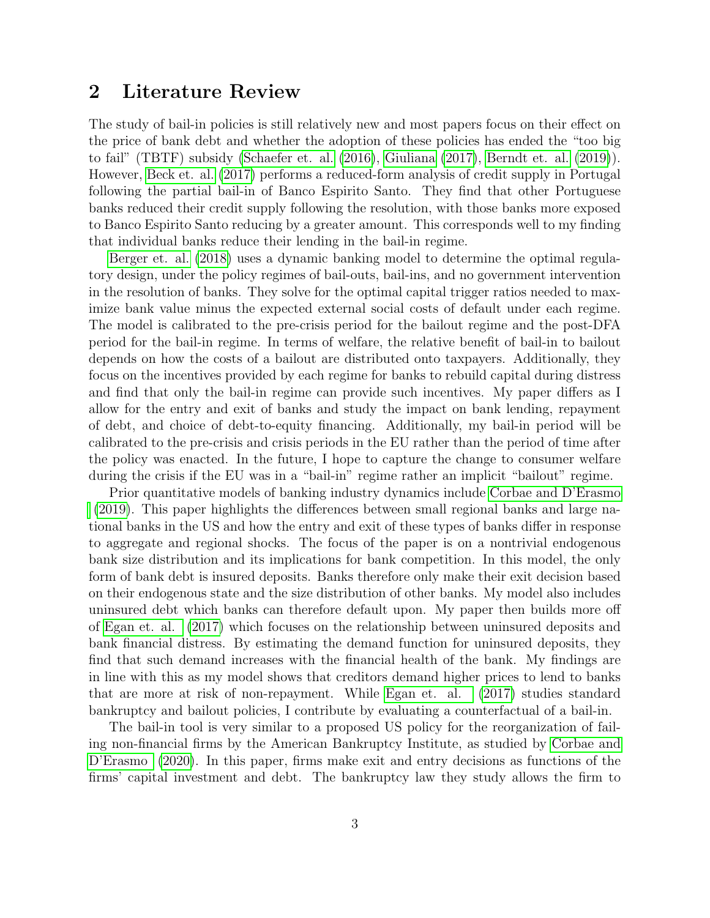## 2 Literature Review

The study of bail-in policies is still relatively new and most papers focus on their effect on the price of bank debt and whether the adoption of these policies has ended the "too big to fail" (TBTF) subsidy (Schaefer et. al. (2016), Giuliana (2017), Berndt et. al. (2019)). However, Beck et. al. (2017) performs a reduced-form analysis of credit supply in Portugal following the partial bail-in of Banco Espirito Santo. They find that other Portuguese banks reduced their credit supply following the resolution, with those banks more exposed to Banco Espirito Santo reducing by a greater amount. This corresponds well to my finding that individual banks reduce their lending in the bail-in regime.

Berger et. al. (2018) uses a dynamic banking model to determine the optimal regulatory design, under the policy regimes of bail-outs, bail-ins, and no government intervention in the resolution of banks. They solve for the optimal capital trigger ratios needed to maximize bank value minus the expected external social costs of default under each regime. The model is calibrated to the pre-crisis period for the bailout regime and the post-DFA period for the bail-in regime. In terms of welfare, the relative benefit of bail-in to bailout depends on how the costs of a bailout are distributed onto taxpayers. Additionally, they focus on the incentives provided by each regime for banks to rebuild capital during distress and find that only the bail-in regime can provide such incentives. My paper differs as I allow for the entry and exit of banks and study the impact on bank lending, repayment of debt, and choice of debt-to-equity financing. Additionally, my bail-in period will be calibrated to the pre-crisis and crisis periods in the EU rather than the period of time after the policy was enacted. In the future, I hope to capture the change to consumer welfare during the crisis if the EU was in a "bail-in" regime rather an implicit "bailout" regime.

Prior quantitative models of banking industry dynamics include Corbae and D'Erasmo (2019). This paper highlights the differences between small regional banks and large national banks in the US and how the entry and exit of these types of banks differ in response to aggregate and regional shocks. The focus of the paper is on a nontrivial endogenous bank size distribution and its implications for bank competition. In this model, the only form of bank debt is insured deposits. Banks therefore only make their exit decision based on their endogenous state and the size distribution of other banks. My model also includes uninsured debt which banks can therefore default upon. My paper then builds more off of Egan et. al. (2017) which focuses on the relationship between uninsured deposits and bank financial distress. By estimating the demand function for uninsured deposits, they find that such demand increases with the financial health of the bank. My findings are in line with this as my model shows that creditors demand higher prices to lend to banks that are more at risk of non-repayment. While Egan et. al. (2017) studies standard bankruptcy and bailout policies, I contribute by evaluating a counterfactual of a bail-in.

The bail-in tool is very similar to a proposed US policy for the reorganization of failing non-financial firms by the American Bankruptcy Institute, as studied by Corbae and D'Erasmo (2020). In this paper, firms make exit and entry decisions as functions of the firms' capital investment and debt. The bankruptcy law they study allows the firm to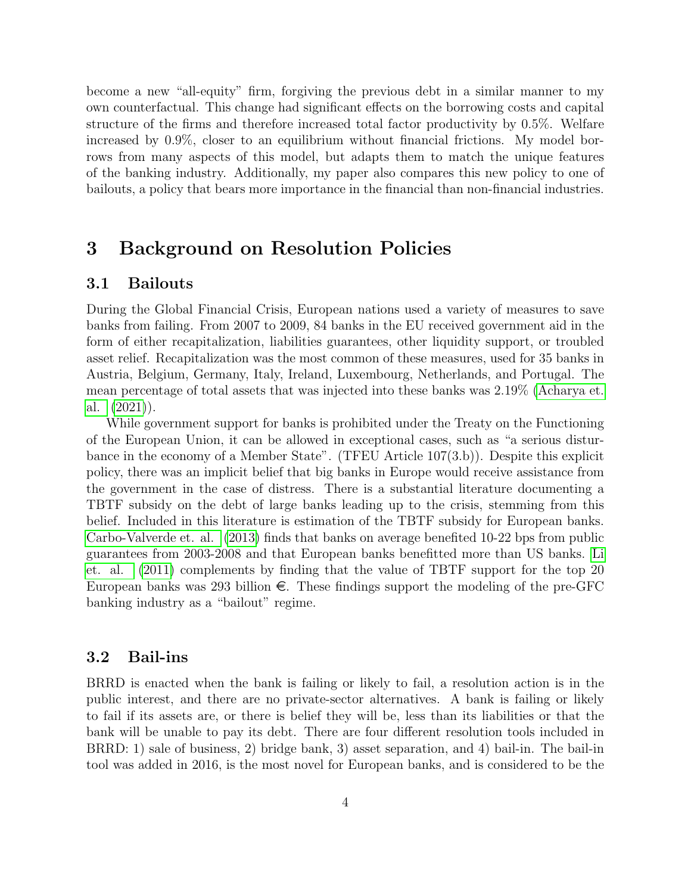become a new "all-equity" firm, forgiving the previous debt in a similar manner to my own counterfactual. This change had significant effects on the borrowing costs and capital structure of the firms and therefore increased total factor productivity by 0.5%. Welfare increased by 0.9%, closer to an equilibrium without financial frictions. My model borrows from many aspects of this model, but adapts them to match the unique features of the banking industry. Additionally, my paper also compares this new policy to one of bailouts, a policy that bears more importance in the financial than non-financial industries.

## 3 Background on Resolution Policies

### 3.1 Bailouts

During the Global Financial Crisis, European nations used a variety of measures to save banks from failing. From 2007 to 2009, 84 banks in the EU received government aid in the form of either recapitalization, liabilities guarantees, other liquidity support, or troubled asset relief. Recapitalization was the most common of these measures, used for 35 banks in Austria, Belgium, Germany, Italy, Ireland, Luxembourg, Netherlands, and Portugal. The mean percentage of total assets that was injected into these banks was 2.19% (Acharya et. al. (2021)).

While government support for banks is prohibited under the Treaty on the Functioning of the European Union, it can be allowed in exceptional cases, such as "a serious disturbance in the economy of a Member State". (TFEU Article 107(3.b)). Despite this explicit policy, there was an implicit belief that big banks in Europe would receive assistance from the government in the case of distress. There is a substantial literature documenting a TBTF subsidy on the debt of large banks leading up to the crisis, stemming from this belief. Included in this literature is estimation of the TBTF subsidy for European banks. Carbo-Valverde et. al. (2013) finds that banks on average benefited 10-22 bps from public guarantees from 2003-2008 and that European banks benefitted more than US banks. Li et. al. (2011) complements by finding that the value of TBTF support for the top 20 European banks was 293 billion €. These findings support the modeling of the pre-GFC banking industry as a "bailout" regime.

### 3.2 Bail-ins

BRRD is enacted when the bank is failing or likely to fail, a resolution action is in the public interest, and there are no private-sector alternatives. A bank is failing or likely to fail if its assets are, or there is belief they will be, less than its liabilities or that the bank will be unable to pay its debt. There are four different resolution tools included in BRRD: 1) sale of business, 2) bridge bank, 3) asset separation, and 4) bail-in. The bail-in tool was added in 2016, is the most novel for European banks, and is considered to be the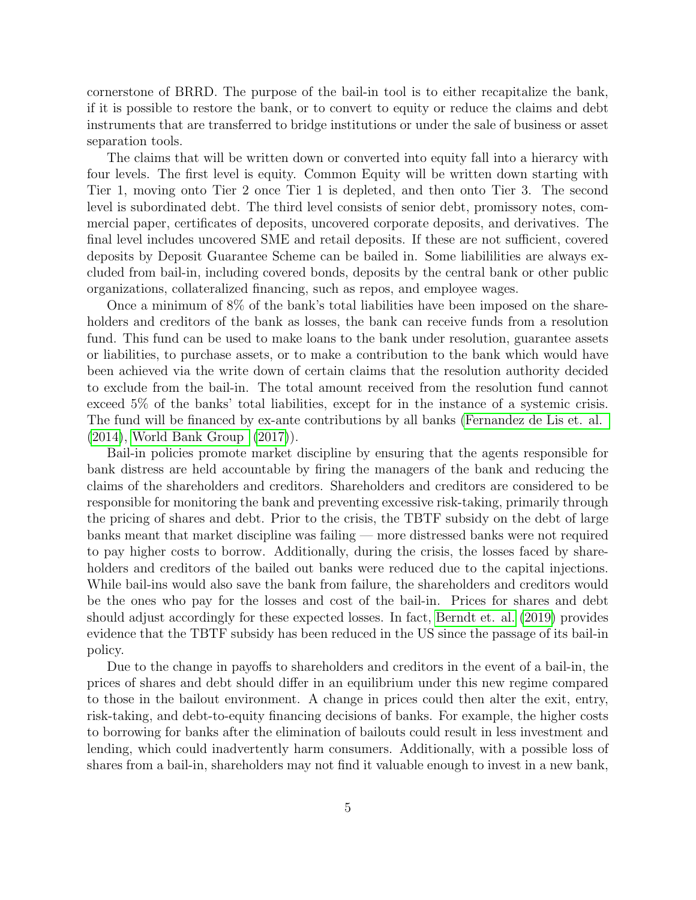cornerstone of BRRD. The purpose of the bail-in tool is to either recapitalize the bank, if it is possible to restore the bank, or to convert to equity or reduce the claims and debt instruments that are transferred to bridge institutions or under the sale of business or asset separation tools.

The claims that will be written down or converted into equity fall into a hierarcy with four levels. The first level is equity. Common Equity will be written down starting with Tier 1, moving onto Tier 2 once Tier 1 is depleted, and then onto Tier 3. The second level is subordinated debt. The third level consists of senior debt, promissory notes, commercial paper, certificates of deposits, uncovered corporate deposits, and derivatives. The final level includes uncovered SME and retail deposits. If these are not sufficient, covered deposits by Deposit Guarantee Scheme can be bailed in. Some liabililities are always excluded from bail-in, including covered bonds, deposits by the central bank or other public organizations, collateralized financing, such as repos, and employee wages.

Once a minimum of 8% of the bank's total liabilities have been imposed on the shareholders and creditors of the bank as losses, the bank can receive funds from a resolution fund. This fund can be used to make loans to the bank under resolution, guarantee assets or liabilities, to purchase assets, or to make a contribution to the bank which would have been achieved via the write down of certain claims that the resolution authority decided to exclude from the bail-in. The total amount received from the resolution fund cannot exceed 5% of the banks' total liabilities, except for in the instance of a systemic crisis. The fund will be financed by ex-ante contributions by all banks (Fernandez de Lis et. al. (2014), World Bank Group (2017)).

Bail-in policies promote market discipline by ensuring that the agents responsible for bank distress are held accountable by firing the managers of the bank and reducing the claims of the shareholders and creditors. Shareholders and creditors are considered to be responsible for monitoring the bank and preventing excessive risk-taking, primarily through the pricing of shares and debt. Prior to the crisis, the TBTF subsidy on the debt of large banks meant that market discipline was failing — more distressed banks were not required to pay higher costs to borrow. Additionally, during the crisis, the losses faced by shareholders and creditors of the bailed out banks were reduced due to the capital injections. While bail-ins would also save the bank from failure, the shareholders and creditors would be the ones who pay for the losses and cost of the bail-in. Prices for shares and debt should adjust accordingly for these expected losses. In fact, Berndt et. al. (2019) provides evidence that the TBTF subsidy has been reduced in the US since the passage of its bail-in policy.

Due to the change in payoffs to shareholders and creditors in the event of a bail-in, the prices of shares and debt should differ in an equilibrium under this new regime compared to those in the bailout environment. A change in prices could then alter the exit, entry, risk-taking, and debt-to-equity financing decisions of banks. For example, the higher costs to borrowing for banks after the elimination of bailouts could result in less investment and lending, which could inadvertently harm consumers. Additionally, with a possible loss of shares from a bail-in, shareholders may not find it valuable enough to invest in a new bank,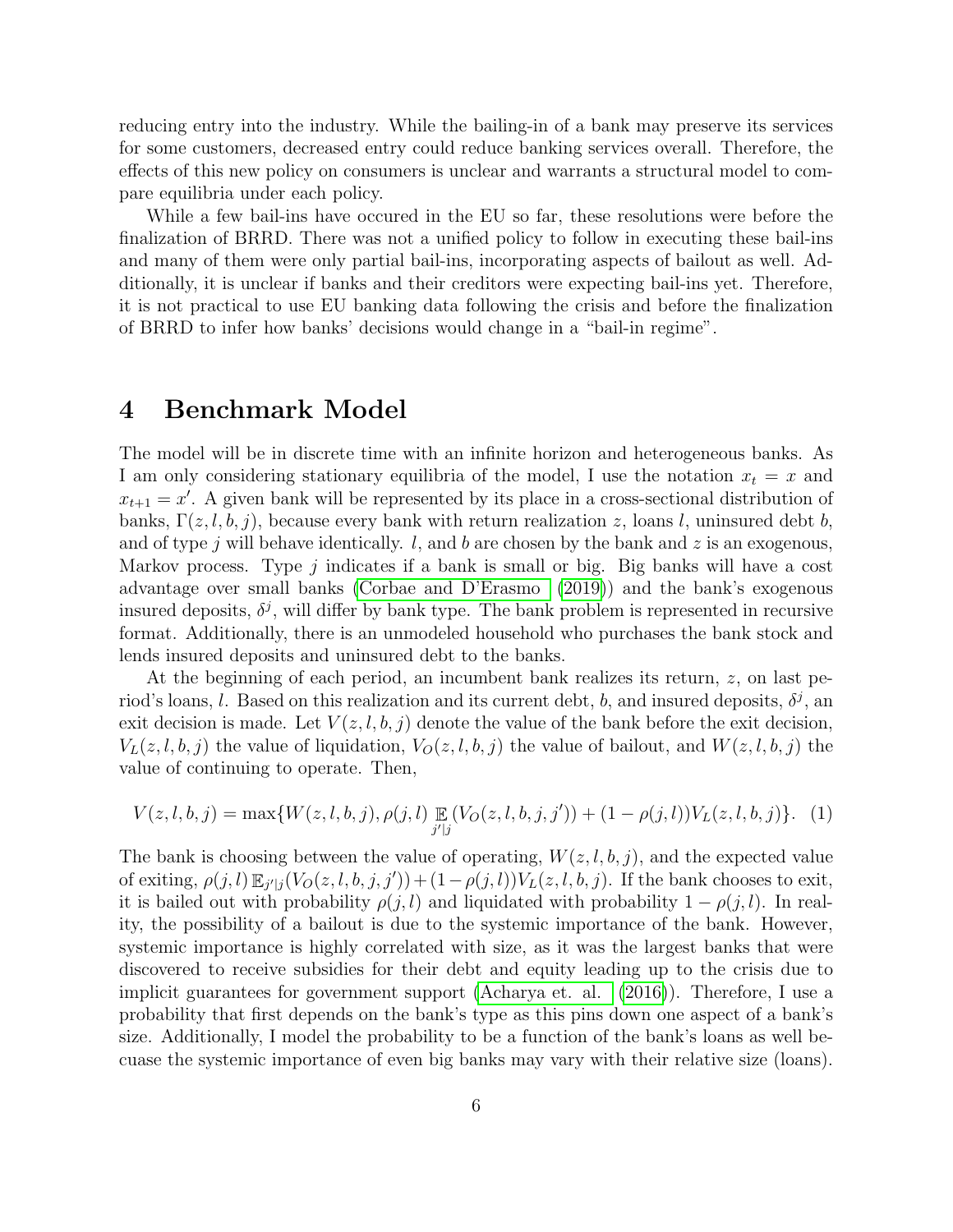reducing entry into the industry. While the bailing-in of a bank may preserve its services for some customers, decreased entry could reduce banking services overall. Therefore, the effects of this new policy on consumers is unclear and warrants a structural model to compare equilibria under each policy.

While a few bail-ins have occured in the EU so far, these resolutions were before the finalization of BRRD. There was not a unified policy to follow in executing these bail-ins and many of them were only partial bail-ins, incorporating aspects of bailout as well. Additionally, it is unclear if banks and their creditors were expecting bail-ins yet. Therefore, it is not practical to use EU banking data following the crisis and before the finalization of BRRD to infer how banks' decisions would change in a "bail-in regime".

# 4 Benchmark Model

The model will be in discrete time with an infinite horizon and heterogeneous banks. As I am only considering stationary equilibria of the model, I use the notation $x_t = x$ and $x_{t+1} = x'$. A given bank will be represented by its place in a cross-sectional distribution of banks, $\Gamma(z, l, b, j)$, because every bank with return realization $z$, loans $l$, uninsured debt $b$, and of type $j$ will behave identically. $l$, and $b$ are chosen by the bank and $z$ is an exogenous, Markov process. Type $j$ indicates if a bank is small or big. Big banks will have a cost advantage over small banks (Corbae and D'Erasmo (2019)) and the bank's exogenous insured deposits, $\delta^j$, will differ by bank type. The bank problem is represented in recursive format. Additionally, there is an unmodeled household who purchases the bank stock and lends insured deposits and uninsured debt to the banks.

At the beginning of each period, an incumbent bank realizes its return, $z$, on last period's loans, $l$. Based on this realization and its current debt, $b$, and insured deposits, $\delta^j$, an exit decision is made. Let $V(z, l, b, j)$ denote the value of the bank before the exit decision, $V_L(z, l, b, j)$ the value of liquidation, $V_O(z, l, b, j)$ the value of bailout, and $W(z, l, b, j)$ the value of continuing to operate. Then,

$$V(z, l, b, j) = \max\{W(z, l, b, j), \rho(j, l) \mathop{\mathbb{E}}_{j'|j}(V_O(z, l, b, j, j')) + (1 - \rho(j, l))V_L(z, l, b, j)\}. \quad (1)$$

The bank is choosing between the value of operating, $W(z, l, b, j)$, and the expected value of exiting, $\rho(j, l) \mathbb{E}_{j'|j}(V_O(z, l, b, j, j')) + (1 - \rho(j, l))V_L(z, l, b, j)$. If the bank chooses to exit, it is bailed out with probability $\rho(j, l)$ and liquidated with probability $1 - \rho(j, l)$. In reality, the possibility of a bailout is due to the systemic importance of the bank. However, systemic importance is highly correlated with size, as it was the largest banks that were discovered to receive subsidies for their debt and equity leading up to the crisis due to implicit guarantees for government support (Acharya et. al. (2016)). Therefore, I use a probability that first depends on the bank's type as this pins down one aspect of a bank's size. Additionally, I model the probability to be a function of the bank's loans as well becuase the systemic importance of even big banks may vary with their relative size (loans).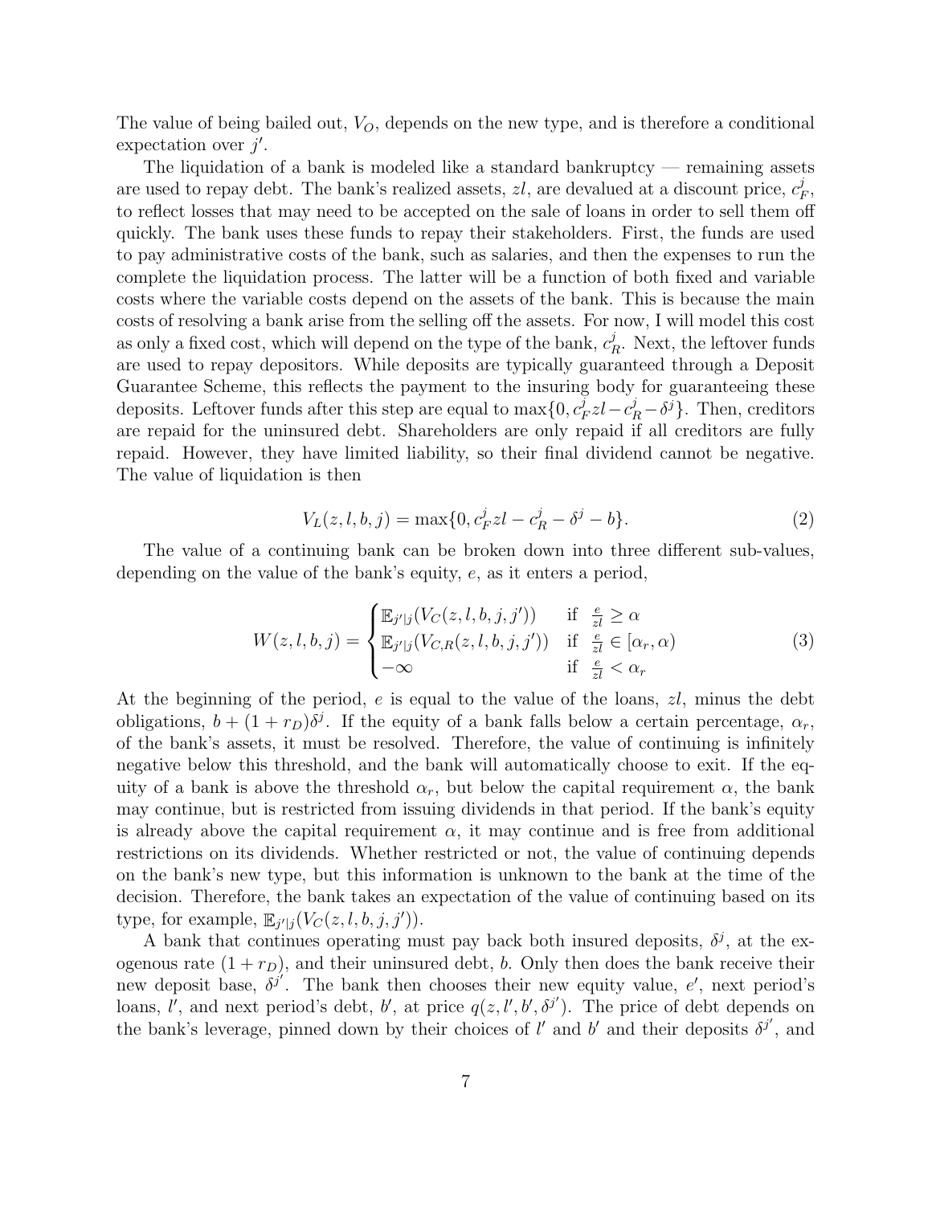The value of being bailed out, $V_O$, depends on the new type, and is therefore a conditional expectation over $j'$.

The liquidation of a bank is modeled like a standard bankruptcy — remaining assets are used to repay debt. The bank's realized assets, $zl$, are devalued at a discount price, $c_F^j$, to reflect losses that may need to be accepted on the sale of loans in order to sell them off quickly. The bank uses these funds to repay their stakeholders. First, the funds are used to pay administrative costs of the bank, such as salaries, and then the expenses to run the complete the liquidation process. The latter will be a function of both fixed and variable costs where the variable costs depend on the assets of the bank. This is because the main costs of resolving a bank arise from the selling off the assets. For now, I will model this cost as only a fixed cost, which will depend on the type of the bank, $c_R^j$. Next, the leftover funds are used to repay depositors. While deposits are typically guaranteed through a Deposit Guarantee Scheme, this reflects the payment to the insuring body for guaranteeing these deposits. Leftover funds after this step are equal to $\max\{0, c_F^j zl - c_R^j - \delta^j\}$. Then, creditors are repaid for the uninsured debt. Shareholders are only repaid if all creditors are fully repaid. However, they have limited liability, so their final dividend cannot be negative. The value of liquidation is then

$$V_L(z, l, b, j) = \max\{0, c_F^j zl - c_R^j - \delta^j - b\}. \tag{2}$$

The value of a continuing bank can be broken down into three different sub-values, depending on the value of the bank's equity, $e$, as it enters a period,

$$W(z, l, b, j) = \begin{cases} \mathbb{E}_{j'|j}(V_C(z, l, b, j, j')) & \text{if } \frac{e}{zl} \geq \alpha \\ \mathbb{E}_{j'|j}(V_{C,R}(z, l, b, j, j')) & \text{if } \frac{e}{zl} \in [\alpha_r, \alpha) \\ -\infty & \text{if } \frac{e}{zl} < \alpha_r \end{cases} \tag{3}$$

At the beginning of the period, $e$ is equal to the value of the loans, $zl$, minus the debt obligations, $b + (1 + r_D)\delta^j$. If the equity of a bank falls below a certain percentage, $\alpha_r$, of the bank's assets, it must be resolved. Therefore, the value of continuing is infinitely negative below this threshold, and the bank will automatically choose to exit. If the equity of a bank is above the threshold $\alpha_r$, but below the capital requirement $\alpha$, the bank may continue, but is restricted from issuing dividends in that period. If the bank's equity is already above the capital requirement $\alpha$, it may continue and is free from additional restrictions on its dividends. Whether restricted or not, the value of continuing depends on the bank's new type, but this information is unknown to the bank at the time of the decision. Therefore, the bank takes an expectation of the value of continuing based on its type, for example, $\mathbb{E}_{j'|j}(V_C(z, l, b, j, j'))$.

A bank that continues operating must pay back both insured deposits, $\delta^j$, at the exogenous rate $(1 + r_D)$, and their uninsured debt, $b$. Only then does the bank receive their new deposit base, $\delta^{j'}$. The bank then chooses their new equity value, $e'$, next period's loans, $l'$, and next period's debt, $b'$, at price $q(z, l', b', \delta^{j'})$. The price of debt depends on the bank's leverage, pinned down by their choices of $l'$ and $b'$ and their deposits $\delta^{j'}$, and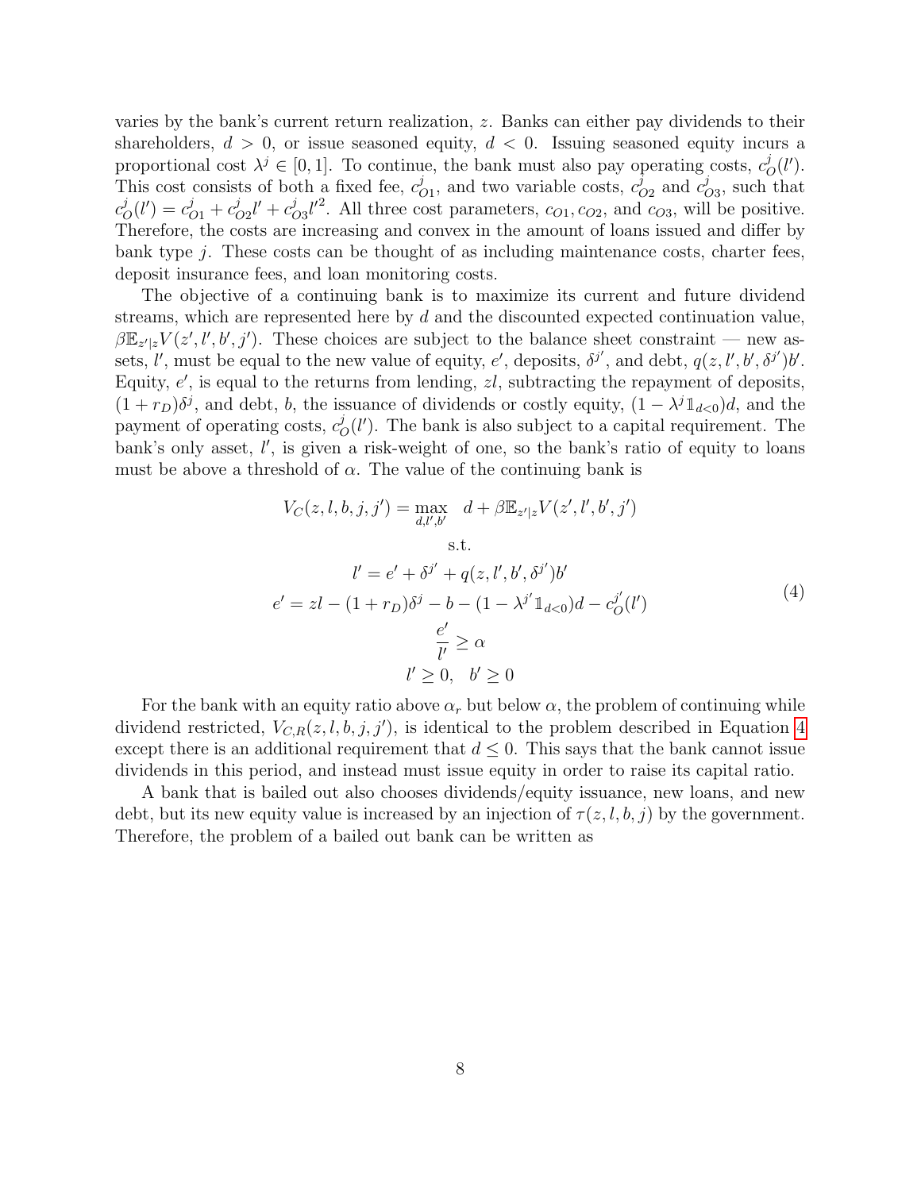varies by the bank's current return realization, $z$. Banks can either pay dividends to their shareholders, $d > 0$, or issue seasoned equity, $d < 0$. Issuing seasoned equity incurs a proportional cost $\lambda^j \in [0, 1]$. To continue, the bank must also pay operating costs, $c_O^j(l')$. This cost consists of both a fixed fee, $c_{O1}^j$, and two variable costs, $c_{O2}^j$ and $c_{O3}^j$, such that $c_O^j(l') = c_{O1}^j + c_{O2}^j l' + c_{O3}^j l'^2$. All three cost parameters, $c_{O1}, c_{O2}$, and $c_{O3}$, will be positive. Therefore, the costs are increasing and convex in the amount of loans issued and differ by bank type $j$. These costs can be thought of as including maintenance costs, charter fees, deposit insurance fees, and loan monitoring costs.

The objective of a continuing bank is to maximize its current and future dividend streams, which are represented here by $d$ and the discounted expected continuation value, $\beta \mathbb{E}_{z'|z} V(z', l', b', j')$. These choices are subject to the balance sheet constraint — new assets, $l'$, must be equal to the new value of equity, $e'$, deposits, $\delta^{j'}$, and debt, $q(z, l', b', \delta^{j'})b'$. Equity, $e'$, is equal to the returns from lending, $zl$, subtracting the repayment of deposits, $(1 + r_D)\delta^j$, and debt, $b$, the issuance of dividends or costly equity, $(1 - \lambda^j \mathbb{1}_{d<0})d$, and the payment of operating costs, $c_O^j(l')$. The bank is also subject to a capital requirement. The bank's only asset, $l'$, is given a risk-weight of one, so the bank's ratio of equity to loans must be above a threshold of $\alpha$. The value of the continuing bank is

$$
\begin{gathered}
V_C(z, l, b, j, j') = \max_{d, l', b'} \quad d + \beta \mathbb{E}_{z'|z} V(z', l', b', j') \\
\text{s.t.} \\
l' = e' + \delta^{j'} + q(z, l', b', \delta^{j'})b' \\
e' = zl - (1 + r_D)\delta^j - b - (1 - \lambda^{j'} \mathbb{1}_{d<0})d - c_O^{j'}(l') \\
\frac{e'}{l'} \geq \alpha \\
l' \geq 0, \quad b' \geq 0
\end{gathered}
\tag{4}
$$

For the bank with an equity ratio above $\alpha_r$ but below $\alpha$, the problem of continuing while dividend restricted, $V_{C,R}(z, l, b, j, j')$, is identical to the problem described in Equation 4 except there is an additional requirement that $d \leq 0$. This says that the bank cannot issue dividends in this period, and instead must issue equity in order to raise its capital ratio.

A bank that is bailed out also chooses dividends/equity issuance, new loans, and new debt, but its new equity value is increased by an injection of $\tau(z, l, b, j)$ by the government. Therefore, the problem of a bailed out bank can be written as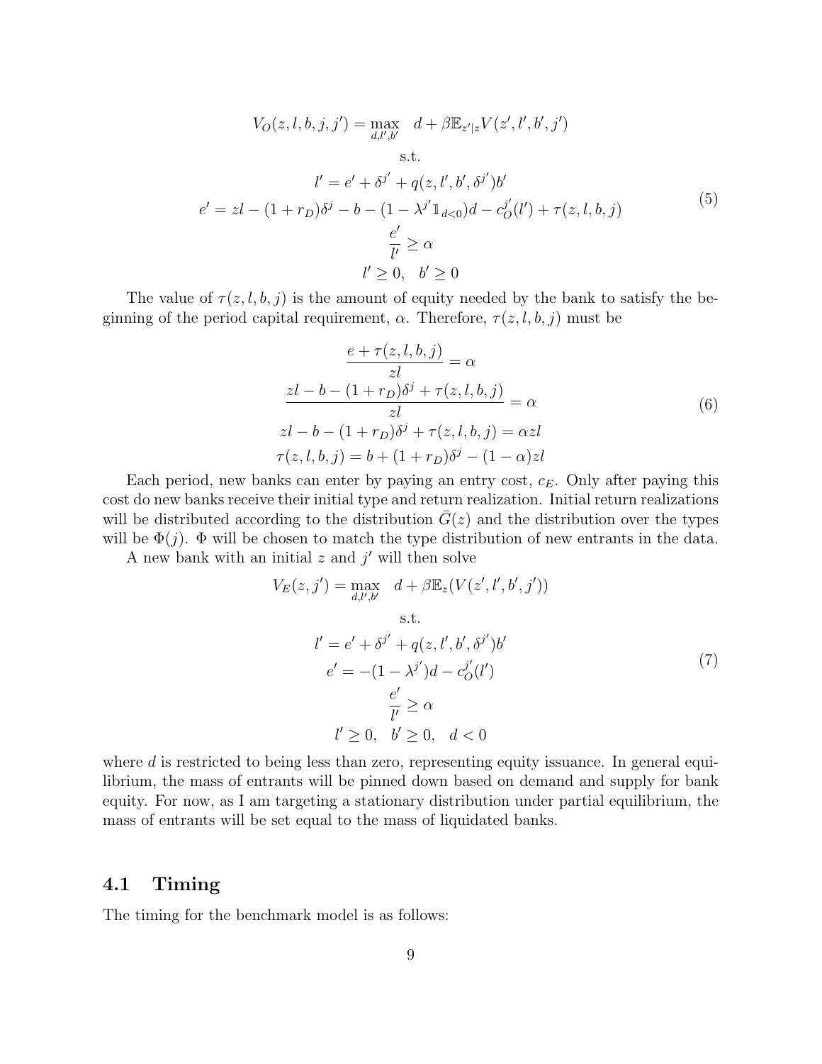$$
\begin{gathered}
V_O(z,l,b,j,j') = \max_{d,l',b'} \quad d + \beta \mathbb{E}_{z'|z} V(z',l',b',j') \\
\text{s.t.} \\
l' = e' + \delta^{j'} + q(z,l',b',\delta^{j'})b' \\
e' = zl - (1+r_D)\delta^j - b - (1-\lambda^{j'}\mathbb{1}_{d<0})d - c_O^{j'}(l') + \tau(z,l,b,j) \\
\frac{e'}{l'} \geq \alpha \\
l' \geq 0, \quad b' \geq 0
\end{gathered} \tag{5}
$$

The value of $\tau(z,l,b,j)$ is the amount of equity needed by the bank to satisfy the beginning of the period capital requirement, $\alpha$. Therefore, $\tau(z,l,b,j)$ must be

$$
\begin{gathered}
\frac{e + \tau(z,l,b,j)}{zl} = \alpha \\
\frac{zl - b - (1+r_D)\delta^j + \tau(z,l,b,j)}{zl} = \alpha \\
zl - b - (1+r_D)\delta^j + \tau(z,l,b,j) = \alpha zl \\
\tau(z,l,b,j) = b + (1+r_D)\delta^j - (1-\alpha)zl
\end{gathered} \tag{6}
$$

Each period, new banks can enter by paying an entry cost, $c_E$. Only after paying this cost do new banks receive their initial type and return realization. Initial return realizations will be distributed according to the distribution $\bar{G}(z)$ and the distribution over the types will be $\Phi(j)$. $\Phi$ will be chosen to match the type distribution of new entrants in the data.

A new bank with an initial $z$ and $j'$ will then solve

$$
\begin{gathered}
V_E(z,j') = \max_{d,l',b'} \quad d + \beta \mathbb{E}_z(V(z',l',b',j')) \\
\text{s.t.} \\
l' = e' + \delta^{j'} + q(z,l',b',\delta^{j'})b' \\
e' = -(1-\lambda^{j'})d - c_O^{j'}(l') \\
\frac{e'}{l'} \geq \alpha \\
l' \geq 0, \quad b' \geq 0, \quad d < 0
\end{gathered} \tag{7}
$$

where $d$ is restricted to being less than zero, representing equity issuance. In general equilibrium, the mass of entrants will be pinned down based on demand and supply for bank equity. For now, as I am targeting a stationary distribution under partial equilibrium, the mass of entrants will be set equal to the mass of liquidated banks.

## 4.1 Timing

The timing for the benchmark model is as follows: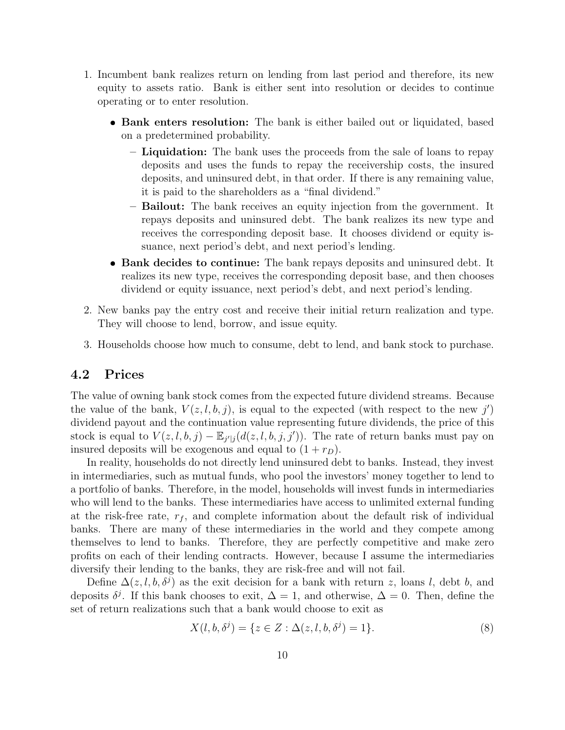1. Incumbent bank realizes return on lending from last period and therefore, its new equity to assets ratio. Bank is either sent into resolution or decides to continue operating or to enter resolution.
   - **Bank enters resolution:** The bank is either bailed out or liquidated, based on a predetermined probability.
     - **Liquidation:** The bank uses the proceeds from the sale of loans to repay deposits and uses the funds to repay the receivership costs, the insured deposits, and uninsured debt, in that order. If there is any remaining value, it is paid to the shareholders as a "final dividend."
     - **Bailout:** The bank receives an equity injection from the government. It repays deposits and uninsured debt. The bank realizes its new type and receives the corresponding deposit base. It chooses dividend or equity issuance, next period's debt, and next period's lending.
   - **Bank decides to continue:** The bank repays deposits and uninsured debt. It realizes its new type, receives the corresponding deposit base, and then chooses dividend or equity issuance, next period's debt, and next period's lending.
2. New banks pay the entry cost and receive their initial return realization and type. They will choose to lend, borrow, and issue equity.
3. Households choose how much to consume, debt to lend, and bank stock to purchase.

## 4.2 Prices

The value of owning bank stock comes from the expected future dividend streams. Because the value of the bank, $V(z, l, b, j)$, is equal to the expected (with respect to the new $j'$) dividend payout and the continuation value representing future dividends, the price of this stock is equal to $V(z, l, b, j) - \mathbb{E}_{j'|j}(d(z, l, b, j, j'))$. The rate of return banks must pay on insured deposits will be exogenous and equal to $(1 + r_D)$.

In reality, households do not directly lend uninsured debt to banks. Instead, they invest in intermediaries, such as mutual funds, who pool the investors' money together to lend to a portfolio of banks. Therefore, in the model, households will invest funds in intermediaries who will lend to the banks. These intermediaries have access to unlimited external funding at the risk-free rate, $r_f$, and complete information about the default risk of individual banks. There are many of these intermediaries in the world and they compete among themselves to lend to banks. Therefore, they are perfectly competitive and make zero profits on each of their lending contracts. However, because I assume the intermediaries diversify their lending to the banks, they are risk-free and will not fail.

Define $\Delta(z, l, b, \delta^j)$ as the exit decision for a bank with return $z$, loans $l$, debt $b$, and deposits $\delta^j$. If this bank chooses to exit, $\Delta = 1$, and otherwise, $\Delta = 0$. Then, define the set of return realizations such that a bank would choose to exit as

$$X(l, b, \delta^j) = \{z \in Z : \Delta(z, l, b, \delta^j) = 1\}. \tag{8}$$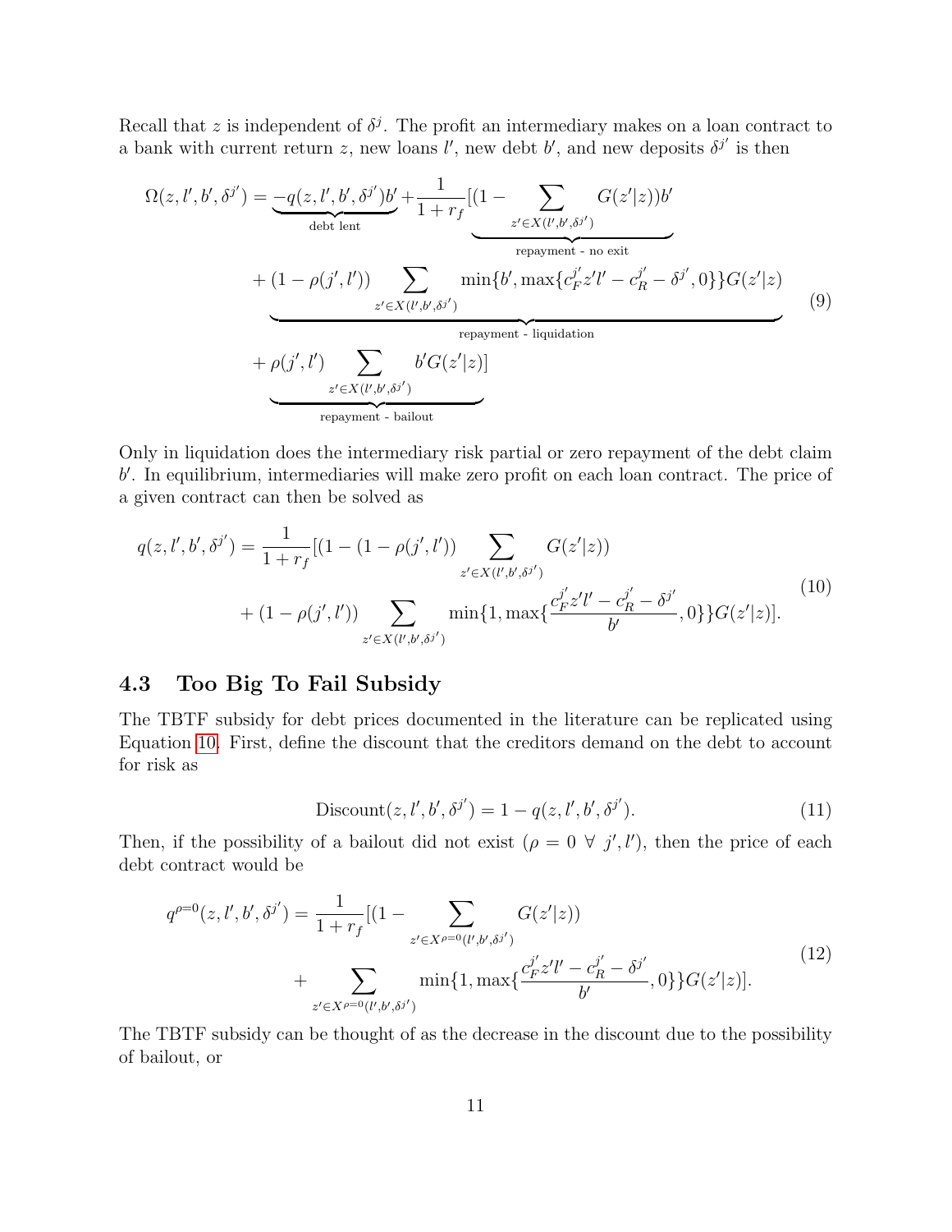Recall that $z$ is independent of $\delta^j$. The profit an intermediary makes on a loan contract to a bank with current return $z$, new loans $l'$, new debt $b'$, and new deposits $\delta^{j'}$ is then

$$
\begin{aligned}
\Omega(z, l', b', \delta^{j'}) = &\underbrace{-q(z, l', b', \delta^{j'})b'}_{\text{debt lent}} + \frac{1}{1+r_f}[\underbrace{(1 - \sum_{z' \in X(l', b', \delta^{j'})} G(z'|z))b'}_{\text{repayment - no exit}} \\
&+ \underbrace{(1 - \rho(j', l')) \sum_{z' \in X(l', b', \delta^{j'})} \min\{b', \max\{c_F^{j'} z' l' - c_R^{j'} - \delta^{j'}, 0\}\} G(z'|z)}_{\text{repayment - liquidation}} \\
&+ \underbrace{\rho(j', l') \sum_{z' \in X(l', b', \delta^{j'})} b' G(z'|z)]}_{\text{repayment - bailout}}
\end{aligned}
\tag{9}
$$

Only in liquidation does the intermediary risk partial or zero repayment of the debt claim $b'$. In equilibrium, intermediaries will make zero profit on each loan contract. The price of a given contract can then be solved as

$$
\begin{aligned}
q(z, l', b', \delta^{j'}) = &\frac{1}{1+r_f}[(1 - (1 - \rho(j', l')) \sum_{z' \in X(l', b', \delta^{j'})} G(z'|z)) \\
&+ (1 - \rho(j', l')) \sum_{z' \in X(l', b', \delta^{j'})} \min\{1, \max\{\frac{c_F^{j'} z' l' - c_R^{j'} - \delta^{j'}}{b'}, 0\}\} G(z'|z)].
\end{aligned}
\tag{10}
$$

## 4.3 Too Big To Fail Subsidy

The TBTF subsidy for debt prices documented in the literature can be replicated using Equation 10. First, define the discount that the creditors demand on the debt to account for risk as

$$
\text{Discount}(z, l', b', \delta^{j'}) = 1 - q(z, l', b', \delta^{j'}). \tag{11}
$$

Then, if the possibility of a bailout did not exist ($\rho = 0 \ \forall \ j', l'$), then the price of each debt contract would be

$$
\begin{aligned}
q^{\rho=0}(z, l', b', \delta^{j'}) = &\frac{1}{1+r_f}[(1 - \sum_{z' \in X^{\rho=0}(l', b', \delta^{j'})} G(z'|z)) \\
&+ \sum_{z' \in X^{\rho=0}(l', b', \delta^{j'})} \min\{1, \max\{\frac{c_F^{j'} z' l' - c_R^{j'} - \delta^{j'}}{b'}, 0\}\} G(z'|z)].
\end{aligned}
\tag{12}
$$

The TBTF subsidy can be thought of as the decrease in the discount due to the possibility of bailout, or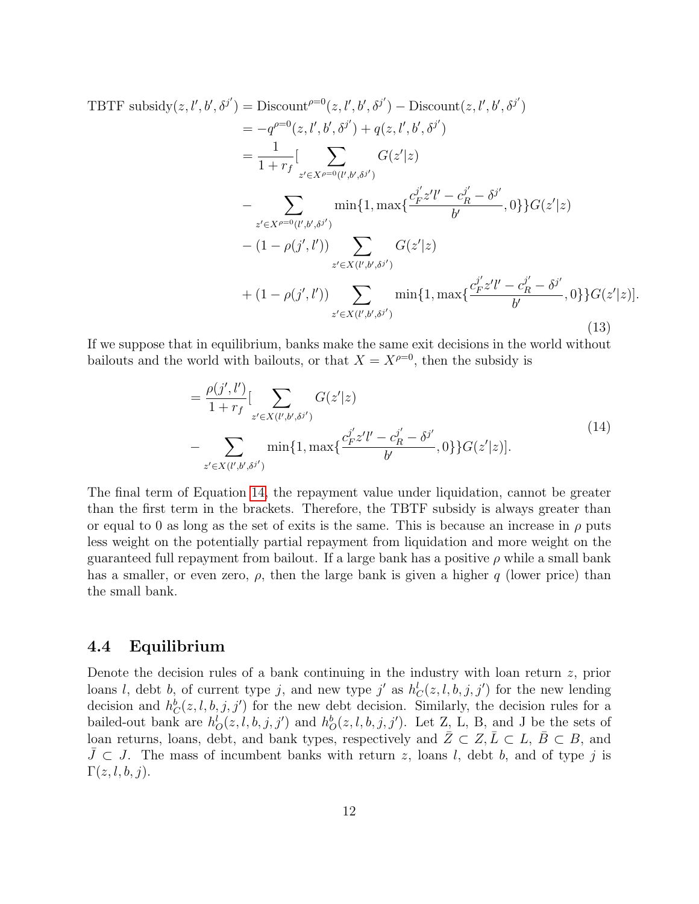$$
\begin{aligned}
\text{TBTF subsidy}(z, l', b', \delta^{j'}) &= \text{Discount}^{\rho=0}(z, l', b', \delta^{j'}) - \text{Discount}(z, l', b', \delta^{j'}) \\
&= -q^{\rho=0}(z, l', b', \delta^{j'}) + q(z, l', b', \delta^{j'}) \\
&= \frac{1}{1+r_f}[ \sum_{z' \in X^{\rho=0}(l', b', \delta^{j'})} G(z'|z) \\
&- \sum_{z' \in X^{\rho=0}(l', b', \delta^{j'})} \min\{1, \max\{\frac{c_F^{j'} z' l' - c_R^{j'} - \delta^{j'}}{b'}, 0\}\} G(z'|z) \\
&- (1 - \rho(j', l')) \sum_{z' \in X(l', b', \delta^{j'})} G(z'|z) \\
&+ (1 - \rho(j', l')) \sum_{z' \in X(l', b', \delta^{j'})} \min\{1, \max\{\frac{c_F^{j'} z' l' - c_R^{j'} - \delta^{j'}}{b'}, 0\}\} G(z'|z)].
\end{aligned}
\tag{13}
$$

If we suppose that in equilibrium, banks make the same exit decisions in the world without bailouts and the world with bailouts, or that $X = X^{\rho=0}$, then the subsidy is

$$
\begin{aligned}
&= \frac{\rho(j', l')}{1+r_f}[ \sum_{z' \in X(l', b', \delta^{j'})} G(z'|z) \\
&- \sum_{z' \in X(l', b', \delta^{j'})} \min\{1, \max\{\frac{c_F^{j'} z' l' - c_R^{j'} - \delta^{j'}}{b'}, 0\}\} G(z'|z)].
\end{aligned}
\tag{14}
$$

The final term of Equation 14, the repayment value under liquidation, cannot be greater than the first term in the brackets. Therefore, the TBTF subsidy is always greater than or equal to 0 as long as the set of exits is the same. This is because an increase in $\rho$ puts less weight on the potentially partial repayment from liquidation and more weight on the guaranteed full repayment from bailout. If a large bank has a positive $\rho$ while a small bank has a smaller, or even zero, $\rho$, then the large bank is given a higher $q$ (lower price) than the small bank.

## 4.4 Equilibrium

Denote the decision rules of a bank continuing in the industry with loan return $z$, prior loans $l$, debt $b$, of current type $j$, and new type $j'$ as $h_C^l(z, l, b, j, j')$ for the new lending decision and $h_C^b(z, l, b, j, j')$ for the new debt decision. Similarly, the decision rules for a bailed-out bank are $h_O^l(z, l, b, j, j')$ and $h_O^b(z, l, b, j, j')$. Let Z, L, B, and J be the sets of loan returns, loans, debt, and bank types, respectively and $\bar{Z} \subset Z, \bar{L} \subset L$, $\bar{B} \subset B$, and $\bar{J} \subset J$. The mass of incumbent banks with return $z$, loans $l$, debt $b$, and of type $j$ is $\Gamma(z, l, b, j)$.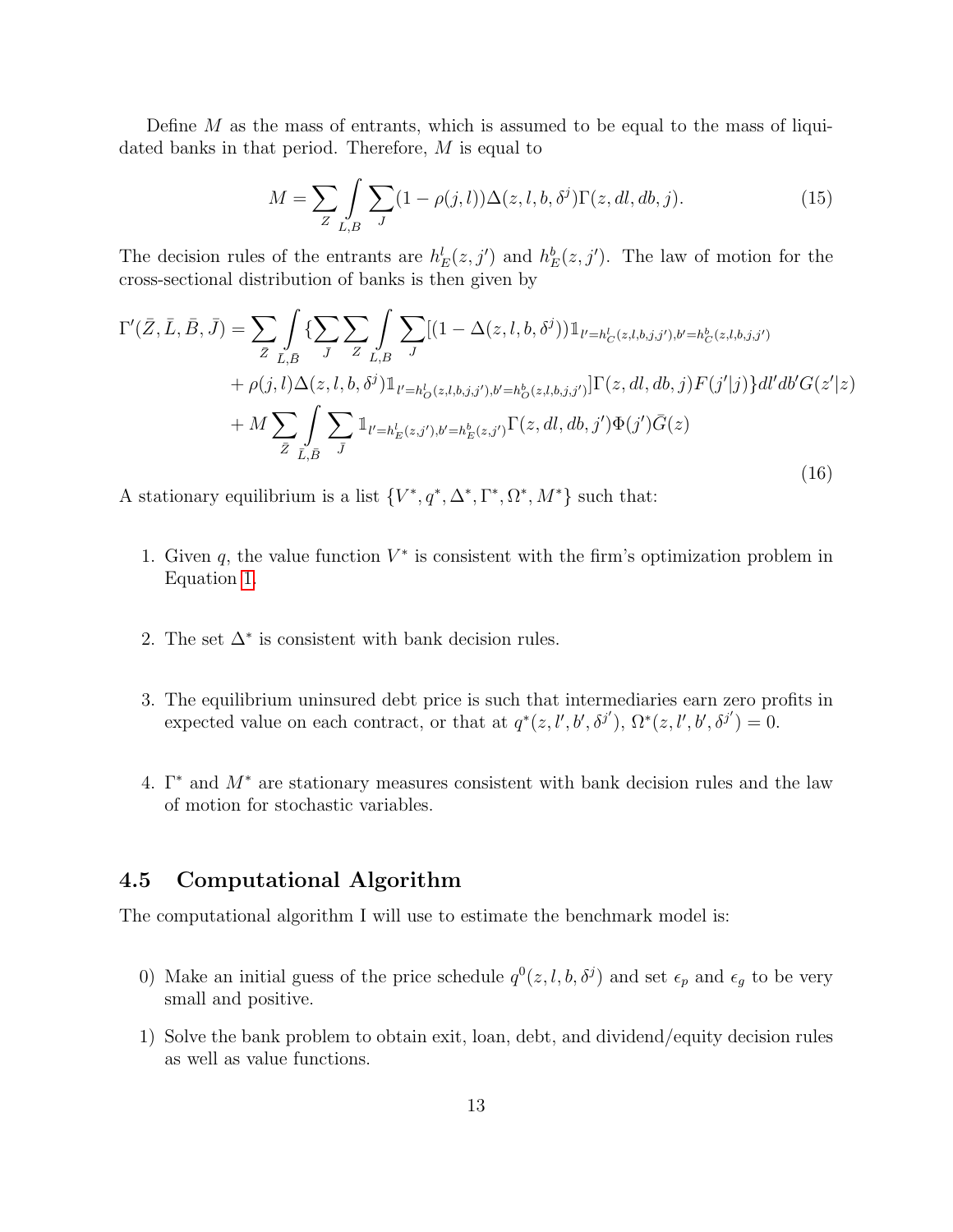Define $M$ as the mass of entrants, which is assumed to be equal to the mass of liquidated banks in that period. Therefore, $M$ is equal to

$$M = \sum_{Z} \int_{L,B} \sum_{J} (1 - \rho(j,l)) \Delta(z, l, b, \delta^j) \Gamma(z, dl, db, j). \tag{15}$$

The decision rules of the entrants are $h_E^l(z, j')$ and $h_E^b(z, j')$. The law of motion for the cross-sectional distribution of banks is then given by

$$\begin{aligned}
\Gamma'(\bar{Z}, \bar{L}, \bar{B}, \bar{J}) = \sum_{\bar{Z}} \int_{\bar{L},\bar{B}} \{ \sum_{\bar{J}} \sum_{Z} \int_{L,B} \sum_{J} [(1 - \Delta(z, l, b, \delta^j)) \mathbb{1}_{l'=h_C^l(z,l,b,j,j'), b'=h_C^b(z,l,b,j,j')} \\
+ \rho(j,l) \Delta(z, l, b, \delta^j) \mathbb{1}_{l'=h_O^l(z,l,b,j,j'), b'=h_O^b(z,l,b,j,j')}] \Gamma(z, dl, db, j) F(j'|j) \} dl' db' G(z'|z) \\
+ M \sum_{\bar{Z}} \int_{\bar{L},\bar{B}} \sum_{\bar{J}} \mathbb{1}_{l'=h_E^l(z,j'), b'=h_E^b(z,j')} \Gamma(z, dl, db, j') \Phi(j') \bar{G}(z)
\end{aligned} \tag{16}$$

A stationary equilibrium is a list $\{V^*, q^*, \Delta^*, \Gamma^*, \Omega^*, M^*\}$ such that:

1. Given $q$, the value function $V^*$ is consistent with the firm's optimization problem in Equation 1.

2. The set $\Delta^*$ is consistent with bank decision rules.

3. The equilibrium uninsured debt price is such that intermediaries earn zero profits in expected value on each contract, or that at $q^*(z, l', b', \delta^{j'})$, $\Omega^*(z, l', b', \delta^{j'}) = 0$.

4. $\Gamma^*$ and $M^*$ are stationary measures consistent with bank decision rules and the law of motion for stochastic variables.

## 4.5 Computational Algorithm

The computational algorithm I will use to estimate the benchmark model is:

0) Make an initial guess of the price schedule $q^0(z, l, b, \delta^j)$ and set $\epsilon_p$ and $\epsilon_g$ to be very small and positive.

1) Solve the bank problem to obtain exit, loan, debt, and dividend/equity decision rules as well as value functions.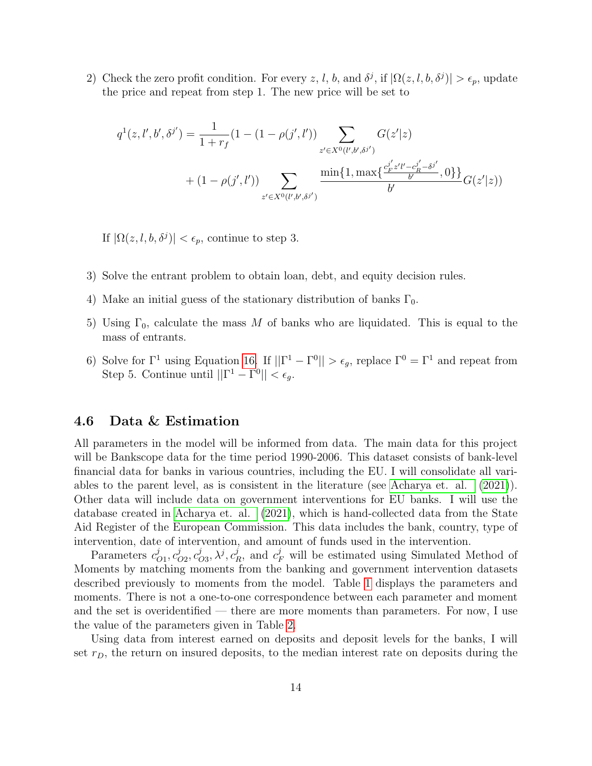2) Check the zero profit condition. For every $z$, $l$, $b$, and $\delta^j$, if $|\Omega(z, l, b, \delta^j)| > \epsilon_p$, update the price and repeat from step 1. The new price will be set to

$$q^1(z, l', b', \delta^{j'}) = \frac{1}{1+r_f}(1 - (1 - \rho(j', l')) \sum_{z' \in X^0(l', b', \delta^{j'})} G(z'|z)$$
$$+ (1 - \rho(j', l')) \sum_{z' \in X^0(l', b', \delta^{j'})} \frac{\min\{1, \max\{\frac{c_F^{j'} z' l' - c_R^{j'} - \delta^{j'}}{b'}, 0\}\}}{b'} G(z'|z))$$

If $|\Omega(z, l, b, \delta^j)| < \epsilon_p$, continue to step 3.

3) Solve the entrant problem to obtain loan, debt, and equity decision rules.

4) Make an initial guess of the stationary distribution of banks $\Gamma_0$.

5) Using $\Gamma_0$, calculate the mass $M$ of banks who are liquidated. This is equal to the mass of entrants.

6) Solve for $\Gamma^1$ using Equation 16. If $||\Gamma^1 - \Gamma^0|| > \epsilon_g$, replace $\Gamma^0 = \Gamma^1$ and repeat from Step 5. Continue until $||\Gamma^1 - \Gamma^0|| < \epsilon_g$.

### 4.6 Data & Estimation

All parameters in the model will be informed from data. The main data for this project will be Bankscope data for the time period 1990-2006. This dataset consists of bank-level financial data for banks in various countries, including the EU. I will consolidate all variables to the parent level, as is consistent in the literature (see Acharya et. al. (2021)). Other data will include data on government interventions for EU banks. I will use the database created in Acharya et. al. (2021), which is hand-collected data from the State Aid Register of the European Commission. This data includes the bank, country, type of intervention, date of intervention, and amount of funds used in the intervention.

Parameters $c_{O1}^j, c_{O2}^j, c_{O3}^j, \lambda^j, c_R^j$, and $c_F^j$ will be estimated using Simulated Method of Moments by matching moments from the banking and government intervention datasets described previously to moments from the model. Table 1 displays the parameters and moments. There is not a one-to-one correspondence between each parameter and moment and the set is overidentified — there are more moments than parameters. For now, I use the value of the parameters given in Table 2.

Using data from interest earned on deposits and deposit levels for the banks, I will set $r_D$, the return on insured deposits, to the median interest rate on deposits during the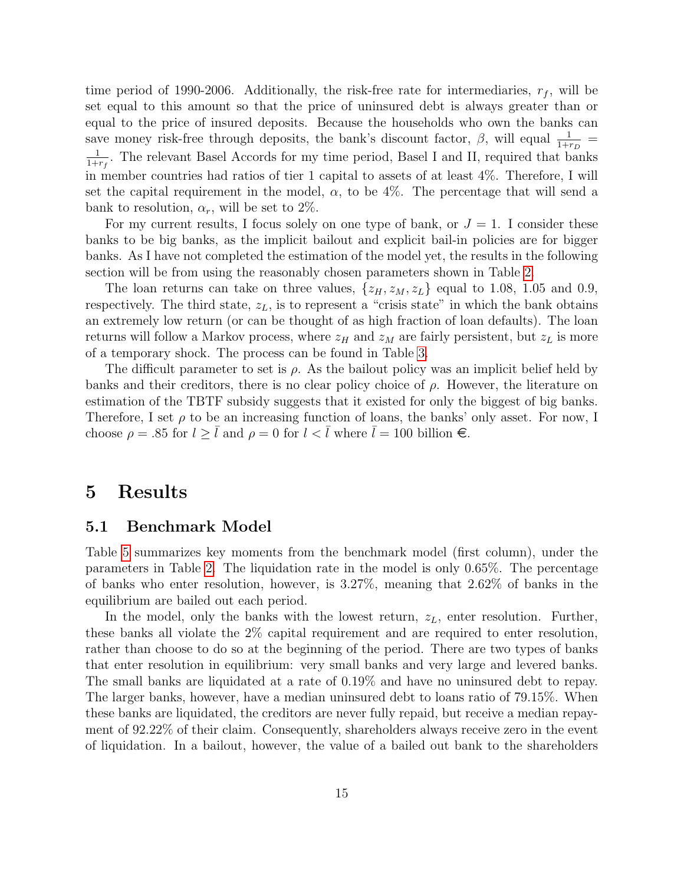time period of 1990-2006. Additionally, the risk-free rate for intermediaries, $r_f$, will be set equal to this amount so that the price of uninsured debt is always greater than or equal to the price of insured deposits. Because the households who own the banks can save money risk-free through deposits, the bank's discount factor, $\beta$, will equal $\frac{1}{1+r_D} = \frac{1}{1+r_f}$. The relevant Basel Accords for my time period, Basel I and II, required that banks in member countries had ratios of tier 1 capital to assets of at least 4%. Therefore, I will set the capital requirement in the model, $\alpha$, to be 4%. The percentage that will send a bank to resolution, $\alpha_r$, will be set to 2%.

For my current results, I focus solely on one type of bank, or $J = 1$. I consider these banks to be big banks, as the implicit bailout and explicit bail-in policies are for bigger banks. As I have not completed the estimation of the model yet, the results in the following section will be from using the reasonably chosen parameters shown in Table 2.

The loan returns can take on three values, $\{z_H, z_M, z_L\}$ equal to 1.08, 1.05 and 0.9, respectively. The third state, $z_L$, is to represent a "crisis state" in which the bank obtains an extremely low return (or can be thought of as high fraction of loan defaults). The loan returns will follow a Markov process, where $z_H$ and $z_M$ are fairly persistent, but $z_L$ is more of a temporary shock. The process can be found in Table 3.

The difficult parameter to set is $\rho$. As the bailout policy was an implicit belief held by banks and their creditors, there is no clear policy choice of $\rho$. However, the literature on estimation of the TBTF subsidy suggests that it existed for only the biggest of big banks. Therefore, I set $\rho$ to be an increasing function of loans, the banks' only asset. For now, I choose $\rho = .85$ for $l \geq \bar{l}$ and $\rho = 0$ for $l < \bar{l}$ where $\bar{l} = 100$ billion €.

# 5 Results

## 5.1 Benchmark Model

Table 5 summarizes key moments from the benchmark model (first column), under the parameters in Table 2. The liquidation rate in the model is only 0.65%. The percentage of banks who enter resolution, however, is 3.27%, meaning that 2.62% of banks in the equilibrium are bailed out each period.

In the model, only the banks with the lowest return, $z_L$, enter resolution. Further, these banks all violate the 2% capital requirement and are required to enter resolution, rather than choose to do so at the beginning of the period. There are two types of banks that enter resolution in equilibrium: very small banks and very large and levered banks. The small banks are liquidated at a rate of 0.19% and have no uninsured debt to repay. The larger banks, however, have a median uninsured debt to loans ratio of 79.15%. When these banks are liquidated, the creditors are never fully repaid, but receive a median repayment of 92.22% of their claim. Consequently, shareholders always receive zero in the event of liquidation. In a bailout, however, the value of a bailed out bank to the shareholders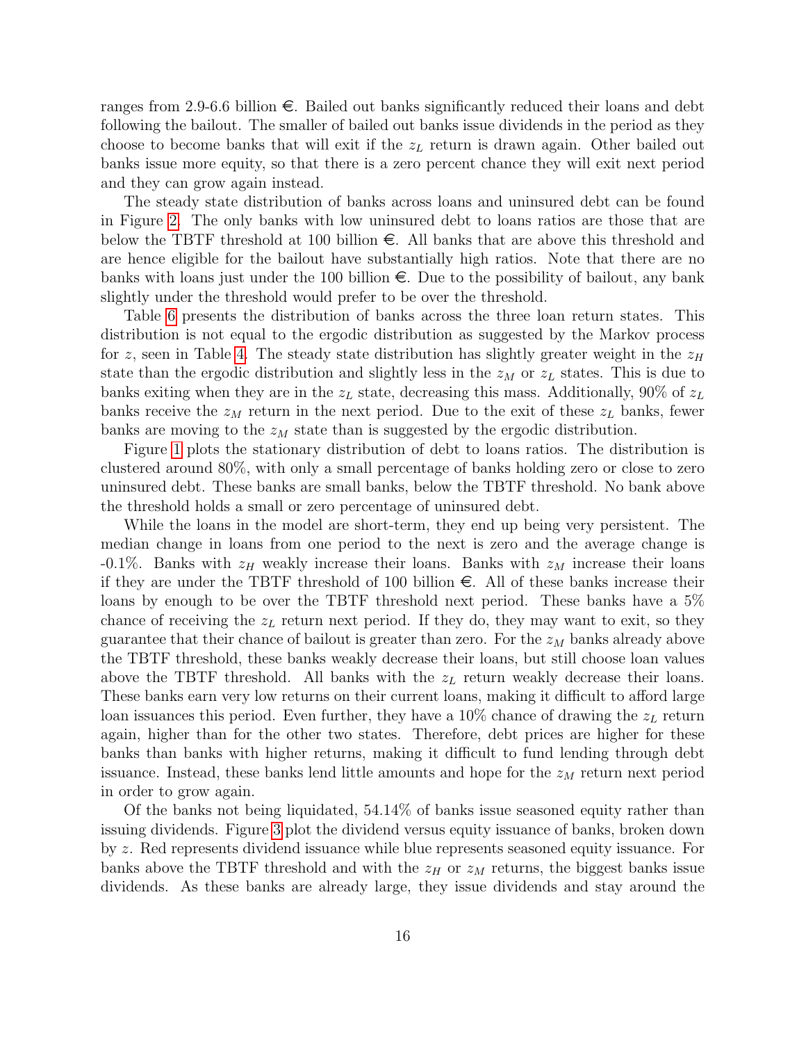ranges from 2.9-6.6 billion €. Bailed out banks significantly reduced their loans and debt following the bailout. The smaller of bailed out banks issue dividends in the period as they choose to become banks that will exit if the $z_L$ return is drawn again. Other bailed out banks issue more equity, so that there is a zero percent chance they will exit next period and they can grow again instead.

The steady state distribution of banks across loans and uninsured debt can be found in Figure 2. The only banks with low uninsured debt to loans ratios are those that are below the TBTF threshold at 100 billion €. All banks that are above this threshold and are hence eligible for the bailout have substantially high ratios. Note that there are no banks with loans just under the 100 billion €. Due to the possibility of bailout, any bank slightly under the threshold would prefer to be over the threshold.

Table 6 presents the distribution of banks across the three loan return states. This distribution is not equal to the ergodic distribution as suggested by the Markov process for $z$, seen in Table 4. The steady state distribution has slightly greater weight in the $z_H$ state than the ergodic distribution and slightly less in the $z_M$ or $z_L$ states. This is due to banks exiting when they are in the $z_L$ state, decreasing this mass. Additionally, 90% of $z_L$ banks receive the $z_M$ return in the next period. Due to the exit of these $z_L$ banks, fewer banks are moving to the $z_M$ state than is suggested by the ergodic distribution.

Figure 1 plots the stationary distribution of debt to loans ratios. The distribution is clustered around 80%, with only a small percentage of banks holding zero or close to zero uninsured debt. These banks are small banks, below the TBTF threshold. No bank above the threshold holds a small or zero percentage of uninsured debt.

While the loans in the model are short-term, they end up being very persistent. The median change in loans from one period to the next is zero and the average change is -0.1%. Banks with $z_H$ weakly increase their loans. Banks with $z_M$ increase their loans if they are under the TBTF threshold of 100 billion €. All of these banks increase their loans by enough to be over the TBTF threshold next period. These banks have a 5% chance of receiving the $z_L$ return next period. If they do, they may want to exit, so they guarantee that their chance of bailout is greater than zero. For the $z_M$ banks already above the TBTF threshold, these banks weakly decrease their loans, but still choose loan values above the TBTF threshold. All banks with the $z_L$ return weakly decrease their loans. These banks earn very low returns on their current loans, making it difficult to afford large loan issuances this period. Even further, they have a 10% chance of drawing the $z_L$ return again, higher than for the other two states. Therefore, debt prices are higher for these banks than banks with higher returns, making it difficult to fund lending through debt issuance. Instead, these banks lend little amounts and hope for the $z_M$ return next period in order to grow again.

Of the banks not being liquidated, 54.14% of banks issue seasoned equity rather than issuing dividends. Figure 3 plot the dividend versus equity issuance of banks, broken down by $z$. Red represents dividend issuance while blue represents seasoned equity issuance. For banks above the TBTF threshold and with the $z_H$ or $z_M$ returns, the biggest banks issue dividends. As these banks are already large, they issue dividends and stay around the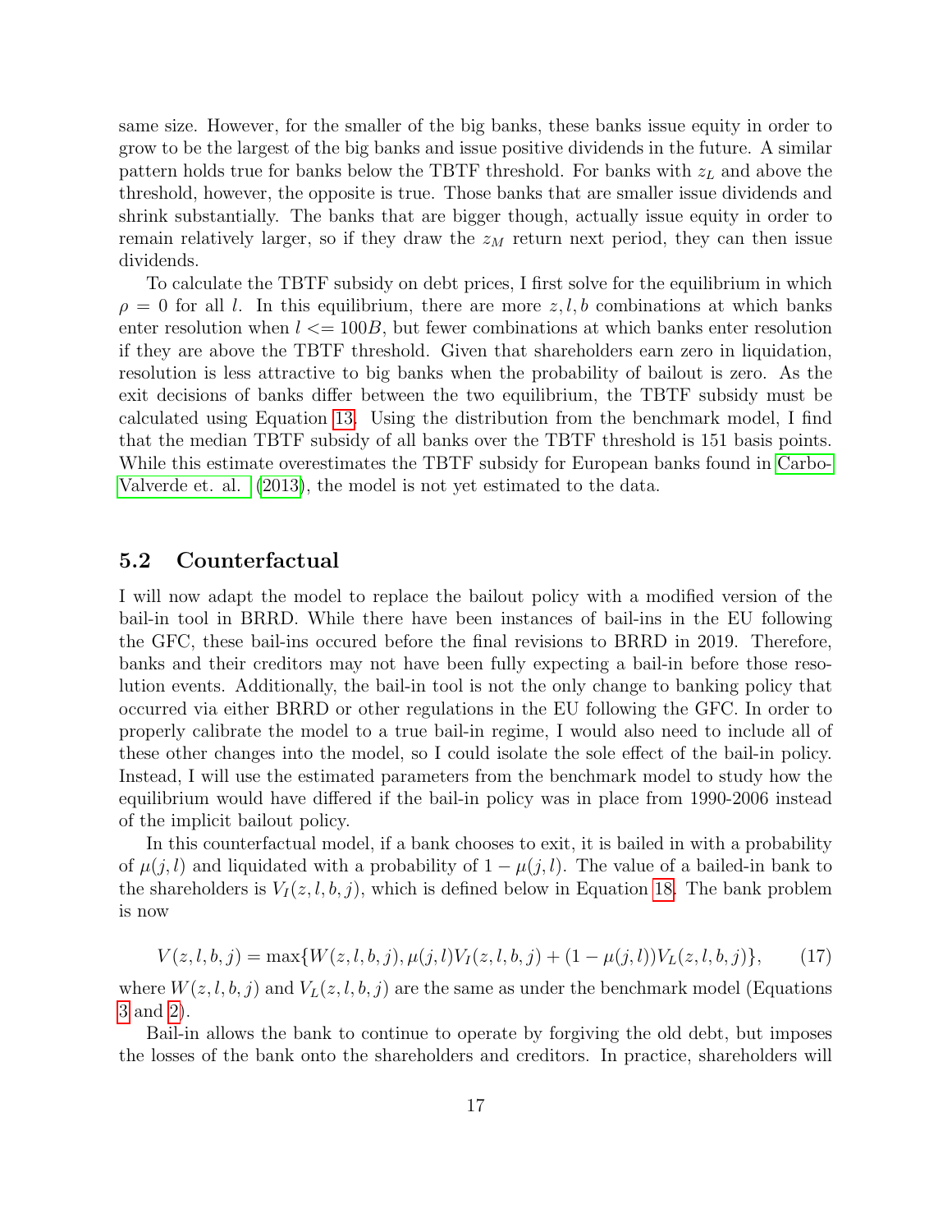same size. However, for the smaller of the big banks, these banks issue equity in order to grow to be the largest of the big banks and issue positive dividends in the future. A similar pattern holds true for banks below the TBTF threshold. For banks with $z_L$ and above the threshold, however, the opposite is true. Those banks that are smaller issue dividends and shrink substantially. The banks that are bigger though, actually issue equity in order to remain relatively larger, so if they draw the $z_M$ return next period, they can then issue dividends.

To calculate the TBTF subsidy on debt prices, I first solve for the equilibrium in which $\rho = 0$ for all $l$. In this equilibrium, there are more $z, l, b$ combinations at which banks enter resolution when $l <= 100B$, but fewer combinations at which banks enter resolution if they are above the TBTF threshold. Given that shareholders earn zero in liquidation, resolution is less attractive to big banks when the probability of bailout is zero. As the exit decisions of banks differ between the two equilibrium, the TBTF subsidy must be calculated using Equation 13. Using the distribution from the benchmark model, I find that the median TBTF subsidy of all banks over the TBTF threshold is 151 basis points. While this estimate overestimates the TBTF subsidy for European banks found in Carbo-Valverde et. al. (2013), the model is not yet estimated to the data.

## 5.2 Counterfactual

I will now adapt the model to replace the bailout policy with a modified version of the bail-in tool in BRRD. While there have been instances of bail-ins in the EU following the GFC, these bail-ins occured before the final revisions to BRRD in 2019. Therefore, banks and their creditors may not have been fully expecting a bail-in before those resolution events. Additionally, the bail-in tool is not the only change to banking policy that occurred via either BRRD or other regulations in the EU following the GFC. In order to properly calibrate the model to a true bail-in regime, I would also need to include all of these other changes into the model, so I could isolate the sole effect of the bail-in policy. Instead, I will use the estimated parameters from the benchmark model to study how the equilibrium would have differed if the bail-in policy was in place from 1990-2006 instead of the implicit bailout policy.

In this counterfactual model, if a bank chooses to exit, it is bailed in with a probability of $\mu(j, l)$ and liquidated with a probability of $1 - \mu(j, l)$. The value of a bailed-in bank to the shareholders is $V_I(z, l, b, j)$, which is defined below in Equation 18. The bank problem is now

$$V(z, l, b, j) = \max\{W(z, l, b, j), \mu(j, l)V_I(z, l, b, j) + (1 - \mu(j, l))V_L(z, l, b, j)\}, \tag{17}$$

where $W(z, l, b, j)$ and $V_L(z, l, b, j)$ are the same as under the benchmark model (Equations 3 and 2).

Bail-in allows the bank to continue to operate by forgiving the old debt, but imposes the losses of the bank onto the shareholders and creditors. In practice, shareholders will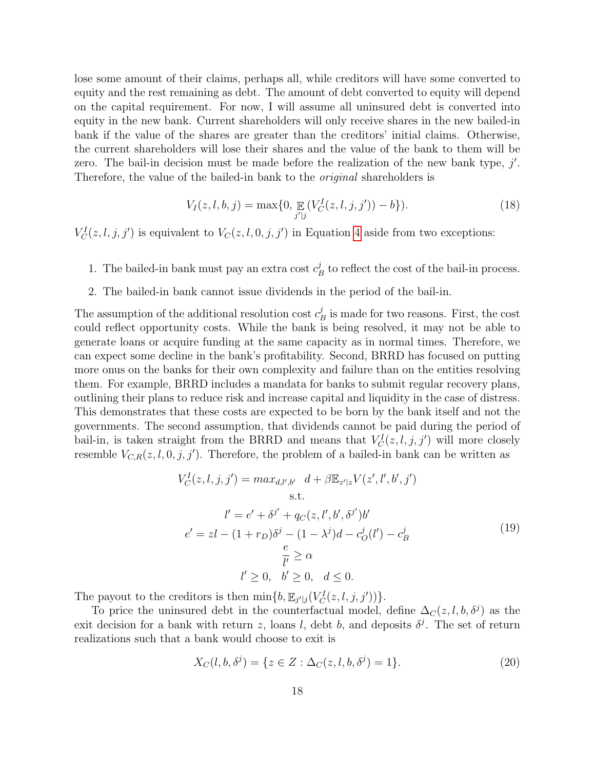lose some amount of their claims, perhaps all, while creditors will have some converted to equity and the rest remaining as debt. The amount of debt converted to equity will depend on the capital requirement. For now, I will assume all uninsured debt is converted into equity in the new bank. Current shareholders will only receive shares in the new bailed-in bank if the value of the shares are greater than the creditors' initial claims. Otherwise, the current shareholders will lose their shares and the value of the bank to them will be zero. The bail-in decision must be made before the realization of the new bank type, $j'$. Therefore, the value of the bailed-in bank to the *original* shareholders is

$$V_I(z,l,b,j) = \max\{0, \mathop{\mathbb{E}}_{j'|j}(V_C^I(z,l,j,j')) - b\}). \tag{18}$$

$V_C^I(z,l,j,j')$ is equivalent to $V_C(z,l,0,j,j')$ in Equation 4 aside from two exceptions:

1. The bailed-in bank must pay an extra cost $c_B^j$ to reflect the cost of the bail-in process.
2. The bailed-in bank cannot issue dividends in the period of the bail-in.

The assumption of the additional resolution cost $c_B^j$ is made for two reasons. First, the cost could reflect opportunity costs. While the bank is being resolved, it may not be able to generate loans or acquire funding at the same capacity as in normal times. Therefore, we can expect some decline in the bank's profitability. Second, BRRD has focused on putting more onus on the banks for their own complexity and failure than on the entities resolving them. For example, BRRD includes a mandata for banks to submit regular recovery plans, outlining their plans to reduce risk and increase capital and liquidity in the case of distress. This demonstrates that these costs are expected to be born by the bank itself and not the governments. The second assumption, that dividends cannot be paid during the period of bail-in, is taken straight from the BRRD and means that $V_C^I(z,l,j,j')$ will more closely resemble $V_{C,R}(z,l,0,j,j')$. Therefore, the problem of a bailed-in bank can be written as

$$\begin{gathered}
V_C^I(z,l,j,j') = max_{d,l',b'} \quad d + \beta \mathbb{E}_{z'|z} V(z',l',b',j') \\
\text{s.t.} \\
l' = e' + \delta^{j'} + q_C(z,l',b',\delta^{j'})b' \\
e' = zl - (1+r_D)\delta^j - (1-\lambda^j)d - c_O^j(l') - c_B^j \\
\frac{e}{l'} \geq \alpha \\
l' \geq 0, \quad b' \geq 0, \quad d \leq 0.
\end{gathered} \tag{19}$$

The payout to the creditors is then $\min\{b, \mathbb{E}_{j'|j}(V_C^I(z,l,j,j'))\}$.

To price the uninsured debt in the counterfactual model, define $\Delta_C(z,l,b,\delta^j)$ as the exit decision for a bank with return $z$, loans $l$, debt $b$, and deposits $\delta^j$. The set of return realizations such that a bank would choose to exit is

$$X_C(l,b,\delta^j) = \{z \in Z : \Delta_C(z,l,b,\delta^j) = 1\}. \tag{20}$$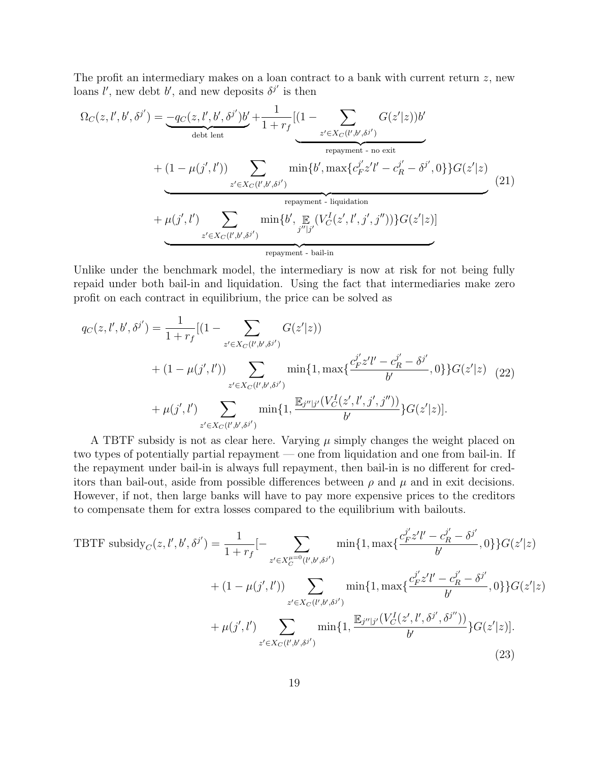The profit an intermediary makes on a loan contract to a bank with current return $z$, new loans $l'$, new debt $b'$, and new deposits $\delta^{j'}$ is then

$$
\begin{aligned}
\Omega_C(z, l', b', \delta^{j'}) = & \underbrace{-q_C(z, l', b', \delta^{j'})b'}_{\text{debt lent}} + \frac{1}{1+r_f}[\underbrace{(1 - \sum_{z' \in X_C(l', b', \delta^{j'})} G(z'|z))b'}_{\text{repayment - no exit}} \\
& \underbrace{+ (1 - \mu(j', l')) \sum_{z' \in X_C(l', b', \delta^{j'})} \min\{b', \max\{c_F^{j'} z' l' - c_R^{j'} - \delta^{j'}, 0\}\} G(z'|z)}_{\text{repayment - liquidation}} \\
& \underbrace{+ \mu(j', l') \sum_{z' \in X_C(l', b', \delta^{j'})} \min\{b', \mathop{\mathbb{E}}_{j''|j'}(V_C^I(z', l', j', j''))\} G(z'|z)]}_{\text{repayment - bail-in}}
\end{aligned}
\tag{21}
$$

Unlike under the benchmark model, the intermediary is now at risk for not being fully repaid under both bail-in and liquidation. Using the fact that intermediaries make zero profit on each contract in equilibrium, the price can be solved as

$$
\begin{aligned}
q_C(z, l', b', \delta^{j'}) = & \frac{1}{1+r_f}[(1 - \sum_{z' \in X_C(l', b', \delta^{j'})} G(z'|z)) \\
& + (1 - \mu(j', l')) \sum_{z' \in X_C(l', b', \delta^{j'})} \min\{1, \max\{\frac{c_F^{j'} z' l' - c_R^{j'} - \delta^{j'}}{b'}, 0\}\} G(z'|z) \\
& + \mu(j', l') \sum_{z' \in X_C(l', b', \delta^{j'})} \min\{1, \frac{\mathbb{E}_{j''|j'}(V_C^I(z', l', j', j''))}{b'}\} G(z'|z)].
\end{aligned}
\tag{22}
$$

A TBTF subsidy is not as clear here. Varying $\mu$ simply changes the weight placed on two types of potentially partial repayment — one from liquidation and one from bail-in. If the repayment under bail-in is always full repayment, then bail-in is no different for creditors than bail-out, aside from possible differences between $\rho$ and $\mu$ and in exit decisions. However, if not, then large banks will have to pay more expensive prices to the creditors to compensate them for extra losses compared to the equilibrium with bailouts.

$$
\begin{aligned}
\text{TBTF subsidy}_C(z, l', b', \delta^{j'}) = & \frac{1}{1+r_f}[- \sum_{z' \in X_C^{\mu=0}(l', b', \delta^{j'})} \min\{1, \max\{\frac{c_F^{j'} z' l' - c_R^{j'} - \delta^{j'}}{b'}, 0\}\} G(z'|z) \\
& + (1 - \mu(j', l')) \sum_{z' \in X_C(l', b', \delta^{j'})} \min\{1, \max\{\frac{c_F^{j'} z' l' - c_R^{j'} - \delta^{j'}}{b'}, 0\}\} G(z'|z) \\
& + \mu(j', l') \sum_{z' \in X_C(l', b', \delta^{j'})} \min\{1, \frac{\mathbb{E}_{j''|j'}(V_C^I(z', l', \delta^{j'}, \delta^{j''}))}{b'}\} G(z'|z)].
\end{aligned}
\tag{23}
$$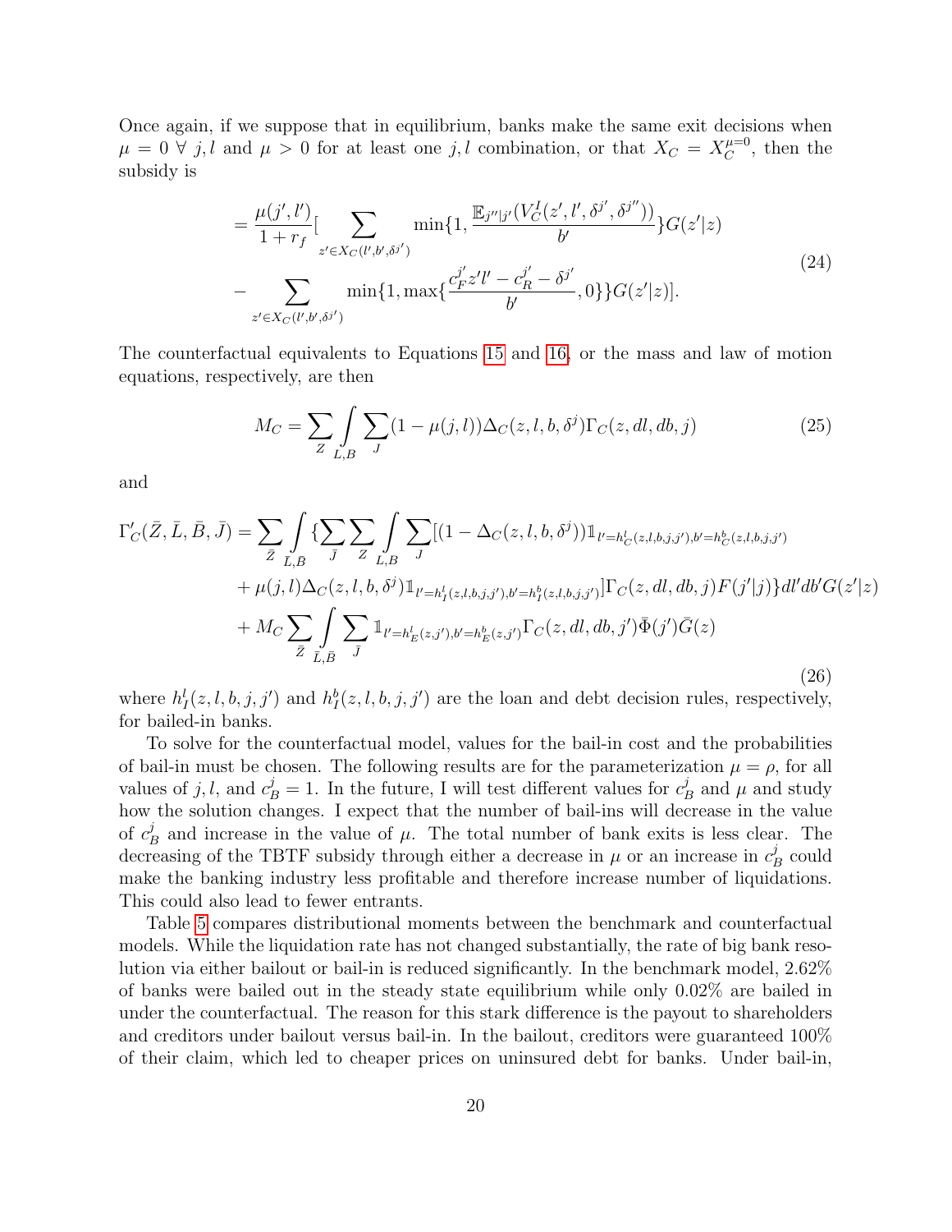Once again, if we suppose that in equilibrium, banks make the same exit decisions when $\mu = 0 \; \forall \; j, l$ and $\mu > 0$ for at least one $j, l$ combination, or that $X_C = X_C^{\mu=0}$, then the subsidy is

$$
\begin{aligned}
&= \frac{\mu(j', l')}{1+r_f} \Big[ \sum_{z' \in X_C(l', b', \delta^{j'})} \min\{1, \frac{\mathbb{E}_{j''|j'}(V_C^I(z', l', \delta^{j'}, \delta^{j''}))}{b'}\} G(z'|z) \\
&- \sum_{z' \in X_C(l', b', \delta^{j'})} \min\{1, \max\{\frac{c_F^{j'} z' l' - c_R^{j'} - \delta^{j'}}{b'}, 0\}\} G(z'|z) \Big].
\end{aligned}
\tag{24}
$$

The counterfactual equivalents to Equations 15 and 16, or the mass and law of motion equations, respectively, are then

$$
M_C = \sum_Z \int_{L,B} \sum_J (1 - \mu(j, l)) \Delta_C(z, l, b, \delta^j) \Gamma_C(z, dl, db, j) \tag{25}
$$

and

$$
\begin{aligned}
\Gamma_C'(\bar{Z}, \bar{L}, \bar{B}, \bar{J}) = &\sum_{\bar{Z}} \int_{\bar{L},\bar{B}} \{ \sum_{\bar{J}} \sum_{Z} \int_{L,B} \sum_{J} [(1 - \Delta_C(z, l, b, \delta^j)) \mathbb{1}_{l' = h_C^l(z,l,b,j,j'), b' = h_C^b(z,l,b,j,j')} \\
&+ \mu(j, l) \Delta_C(z, l, b, \delta^j) \mathbb{1}_{l' = h_I^l(z,l,b,j,j'), b' = h_I^b(z,l,b,j,j')}] \Gamma_C(z, dl, db, j) F(j'|j) \} dl' db' G(z'|z) \\
&+ M_C \sum_{\bar{Z}} \int_{\bar{L},\bar{B}} \sum_{\bar{J}} \mathbb{1}_{l' = h_E^l(z,j'), b' = h_E^b(z,j')} \Gamma_C(z, dl, db, j') \bar{\Phi}(j') \bar{G}(z)
\end{aligned}
\tag{26}
$$

where $h_I^l(z, l, b, j, j')$ and $h_I^b(z, l, b, j, j')$ are the loan and debt decision rules, respectively, for bailed-in banks.

To solve for the counterfactual model, values for the bail-in cost and the probabilities of bail-in must be chosen. The following results are for the parameterization $\mu = \rho$, for all values of $j, l$, and $c_B^j = 1$. In the future, I will test different values for $c_B^j$ and $\mu$ and study how the solution changes. I expect that the number of bail-ins will decrease in the value of $c_B^j$ and increase in the value of $\mu$. The total number of bank exits is less clear. The decreasing of the TBTF subsidy through either a decrease in $\mu$ or an increase in $c_B^j$ could make the banking industry less profitable and therefore increase number of liquidations. This could also lead to fewer entrants.

Table 5 compares distributional moments between the benchmark and counterfactual models. While the liquidation rate has not changed substantially, the rate of big bank resolution via either bailout or bail-in is reduced significantly. In the benchmark model, 2.62% of banks were bailed out in the steady state equilibrium while only 0.02% are bailed in under the counterfactual. The reason for this stark difference is the payout to shareholders and creditors under bailout versus bail-in. In the bailout, creditors were guaranteed 100% of their claim, which led to cheaper prices on uninsured debt for banks. Under bail-in,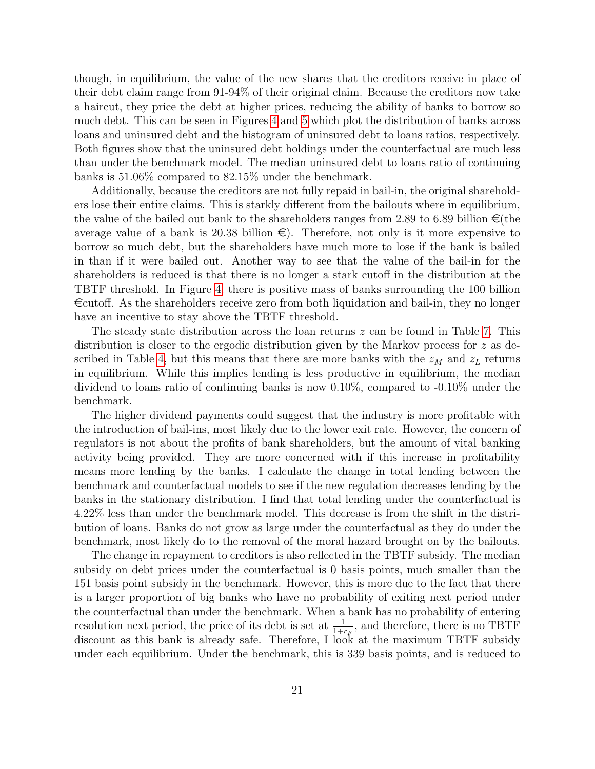though, in equilibrium, the value of the new shares that the creditors receive in place of their debt claim range from 91-94% of their original claim. Because the creditors now take a haircut, they price the debt at higher prices, reducing the ability of banks to borrow so much debt. This can be seen in Figures 4 and 5 which plot the distribution of banks across loans and uninsured debt and the histogram of uninsured debt to loans ratios, respectively. Both figures show that the uninsured debt holdings under the counterfactual are much less than under the benchmark model. The median uninsured debt to loans ratio of continuing banks is 51.06% compared to 82.15% under the benchmark.

Additionally, because the creditors are not fully repaid in bail-in, the original shareholders lose their entire claims. This is starkly different from the bailouts where in equilibrium, the value of the bailed out bank to the shareholders ranges from 2.89 to 6.89 billion €(the average value of a bank is 20.38 billion €). Therefore, not only is it more expensive to borrow so much debt, but the shareholders have much more to lose if the bank is bailed in than if it were bailed out. Another way to see that the value of the bail-in for the shareholders is reduced is that there is no longer a stark cutoff in the distribution at the TBTF threshold. In Figure 4, there is positive mass of banks surrounding the 100 billion €cutoff. As the shareholders receive zero from both liquidation and bail-in, they no longer have an incentive to stay above the TBTF threshold.

The steady state distribution across the loan returns $z$ can be found in Table 7. This distribution is closer to the ergodic distribution given by the Markov process for $z$ as described in Table 4, but this means that there are more banks with the $z_M$ and $z_L$ returns in equilibrium. While this implies lending is less productive in equilibrium, the median dividend to loans ratio of continuing banks is now 0.10%, compared to -0.10% under the benchmark.

The higher dividend payments could suggest that the industry is more profitable with the introduction of bail-ins, most likely due to the lower exit rate. However, the concern of regulators is not about the profits of bank shareholders, but the amount of vital banking activity being provided. They are more concerned with if this increase in profitability means more lending by the banks. I calculate the change in total lending between the benchmark and counterfactual models to see if the new regulation decreases lending by the banks in the stationary distribution. I find that total lending under the counterfactual is 4.22% less than under the benchmark model. This decrease is from the shift in the distribution of loans. Banks do not grow as large under the counterfactual as they do under the benchmark, most likely do to the removal of the moral hazard brought on by the bailouts.

The change in repayment to creditors is also reflected in the TBTF subsidy. The median subsidy on debt prices under the counterfactual is 0 basis points, much smaller than the 151 basis point subsidy in the benchmark. However, this is more due to the fact that there is a larger proportion of big banks who have no probability of exiting next period under the counterfactual than under the benchmark. When a bank has no probability of entering resolution next period, the price of its debt is set at $\frac{1}{1+r_F}$, and therefore, there is no TBTF discount as this bank is already safe. Therefore, I look at the maximum TBTF subsidy under each equilibrium. Under the benchmark, this is 339 basis points, and is reduced to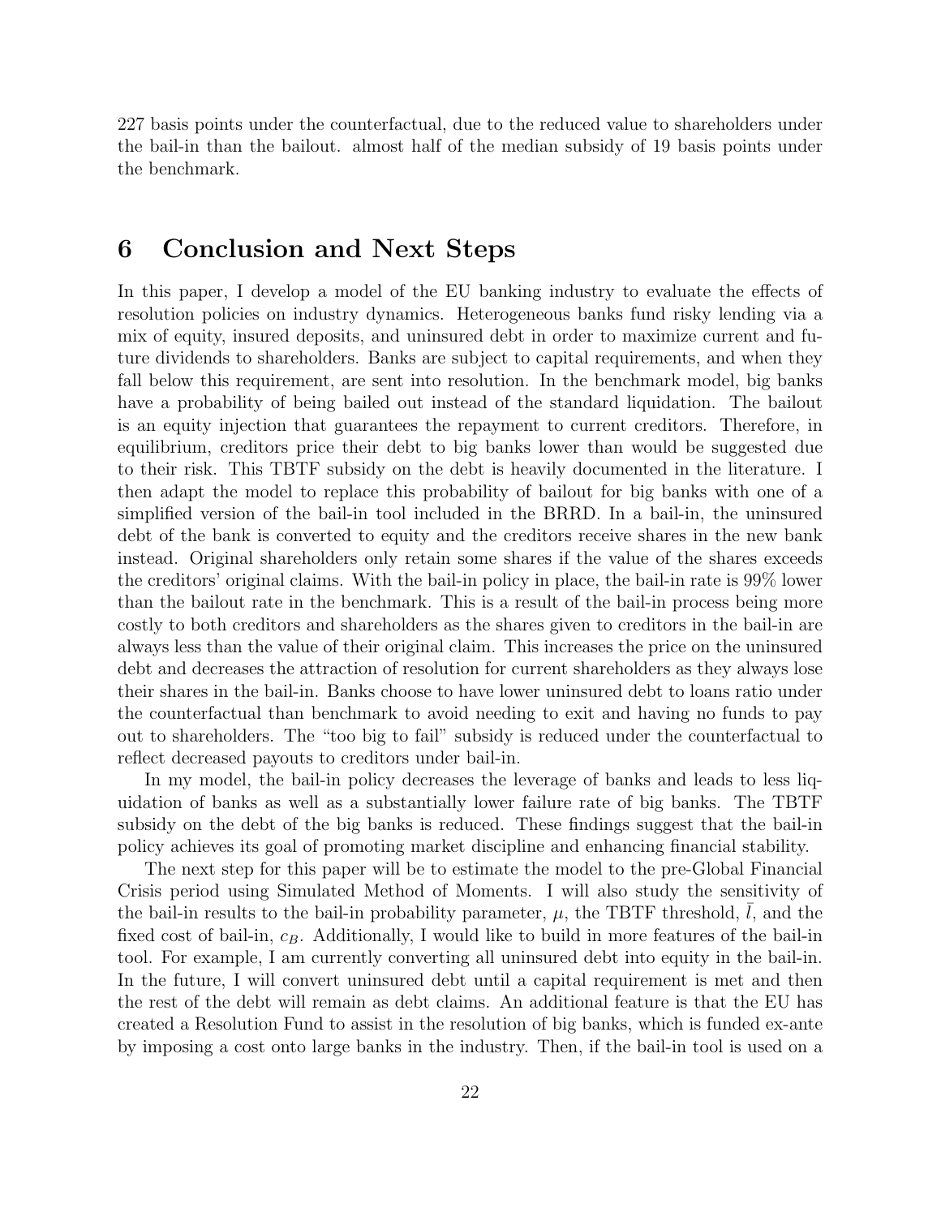227 basis points under the counterfactual, due to the reduced value to shareholders under the bail-in than the bailout. almost half of the median subsidy of 19 basis points under the benchmark.

## 6 Conclusion and Next Steps

In this paper, I develop a model of the EU banking industry to evaluate the effects of resolution policies on industry dynamics. Heterogeneous banks fund risky lending via a mix of equity, insured deposits, and uninsured debt in order to maximize current and future dividends to shareholders. Banks are subject to capital requirements, and when they fall below this requirement, are sent into resolution. In the benchmark model, big banks have a probability of being bailed out instead of the standard liquidation. The bailout is an equity injection that guarantees the repayment to current creditors. Therefore, in equilibrium, creditors price their debt to big banks lower than would be suggested due to their risk. This TBTF subsidy on the debt is heavily documented in the literature. I then adapt the model to replace this probability of bailout for big banks with one of a simplified version of the bail-in tool included in the BRRD. In a bail-in, the uninsured debt of the bank is converted to equity and the creditors receive shares in the new bank instead. Original shareholders only retain some shares if the value of the shares exceeds the creditors' original claims. With the bail-in policy in place, the bail-in rate is 99% lower than the bailout rate in the benchmark. This is a result of the bail-in process being more costly to both creditors and shareholders as the shares given to creditors in the bail-in are always less than the value of their original claim. This increases the price on the uninsured debt and decreases the attraction of resolution for current shareholders as they always lose their shares in the bail-in. Banks choose to have lower uninsured debt to loans ratio under the counterfactual than benchmark to avoid needing to exit and having no funds to pay out to shareholders. The "too big to fail" subsidy is reduced under the counterfactual to reflect decreased payouts to creditors under bail-in.

In my model, the bail-in policy decreases the leverage of banks and leads to less liquidation of banks as well as a substantially lower failure rate of big banks. The TBTF subsidy on the debt of the big banks is reduced. These findings suggest that the bail-in policy achieves its goal of promoting market discipline and enhancing financial stability.

The next step for this paper will be to estimate the model to the pre-Global Financial Crisis period using Simulated Method of Moments. I will also study the sensitivity of the bail-in results to the bail-in probability parameter, $\mu$, the TBTF threshold, $\bar{l}$, and the fixed cost of bail-in, $c_B$. Additionally, I would like to build in more features of the bail-in tool. For example, I am currently converting all uninsured debt into equity in the bail-in. In the future, I will convert uninsured debt until a capital requirement is met and then the rest of the debt will remain as debt claims. An additional feature is that the EU has created a Resolution Fund to assist in the resolution of big banks, which is funded ex-ante by imposing a cost onto large banks in the industry. Then, if the bail-in tool is used on a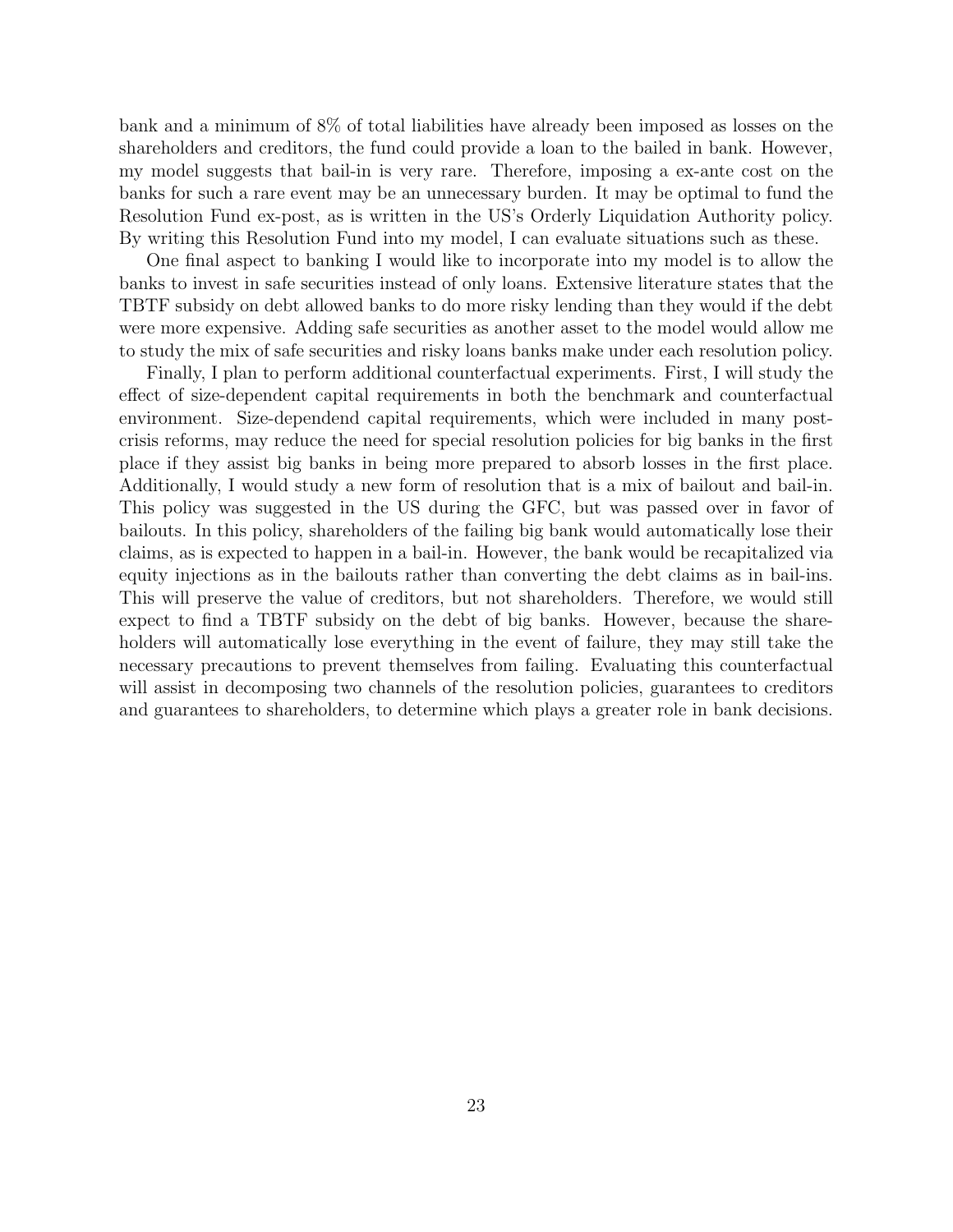bank and a minimum of 8% of total liabilities have already been imposed as losses on the shareholders and creditors, the fund could provide a loan to the bailed in bank. However, my model suggests that bail-in is very rare. Therefore, imposing a ex-ante cost on the banks for such a rare event may be an unnecessary burden. It may be optimal to fund the Resolution Fund ex-post, as is written in the US's Orderly Liquidation Authority policy. By writing this Resolution Fund into my model, I can evaluate situations such as these.

One final aspect to banking I would like to incorporate into my model is to allow the banks to invest in safe securities instead of only loans. Extensive literature states that the TBTF subsidy on debt allowed banks to do more risky lending than they would if the debt were more expensive. Adding safe securities as another asset to the model would allow me to study the mix of safe securities and risky loans banks make under each resolution policy.

Finally, I plan to perform additional counterfactual experiments. First, I will study the effect of size-dependent capital requirements in both the benchmark and counterfactual environment. Size-dependend capital requirements, which were included in many post-crisis reforms, may reduce the need for special resolution policies for big banks in the first place if they assist big banks in being more prepared to absorb losses in the first place. Additionally, I would study a new form of resolution that is a mix of bailout and bail-in. This policy was suggested in the US during the GFC, but was passed over in favor of bailouts. In this policy, shareholders of the failing big bank would automatically lose their claims, as is expected to happen in a bail-in. However, the bank would be recapitalized via equity injections as in the bailouts rather than converting the debt claims as in bail-ins. This will preserve the value of creditors, but not shareholders. Therefore, we would still expect to find a TBTF subsidy on the debt of big banks. However, because the shareholders will automatically lose everything in the event of failure, they may still take the necessary precautions to prevent themselves from failing. Evaluating this counterfactual will assist in decomposing two channels of the resolution policies, guarantees to creditors and guarantees to shareholders, to determine which plays a greater role in bank decisions.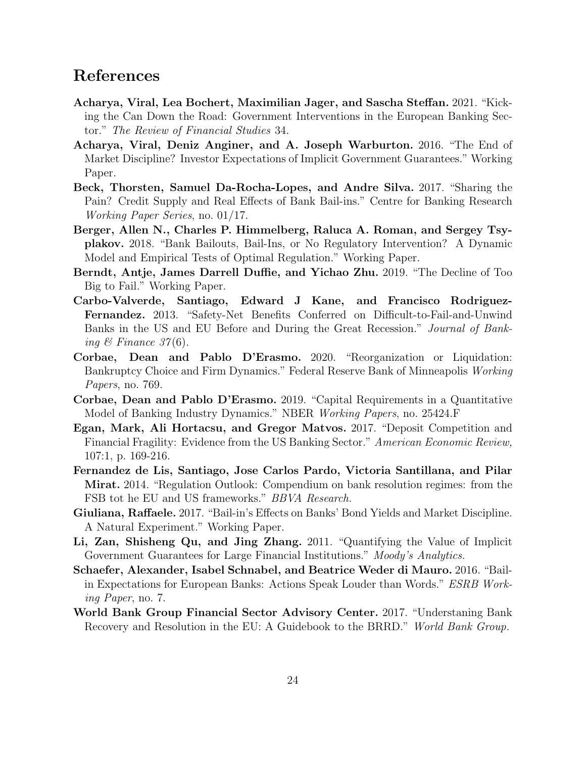# References

**Acharya, Viral, Lea Bochert, Maximilian Jager, and Sascha Steffan.** 2021. "Kicking the Can Down the Road: Government Interventions in the European Banking Sector." *The Review of Financial Studies* 34.

**Acharya, Viral, Deniz Anginer, and A. Joseph Warburton.** 2016. "The End of Market Discipline? Investor Expectations of Implicit Government Guarantees." Working Paper.

**Beck, Thorsten, Samuel Da-Rocha-Lopes, and Andre Silva.** 2017. "Sharing the Pain? Credit Supply and Real Effects of Bank Bail-ins." Centre for Banking Research *Working Paper Series*, no. 01/17.

**Berger, Allen N., Charles P. Himmelberg, Raluca A. Roman, and Sergey Tsyplakov.** 2018. "Bank Bailouts, Bail-Ins, or No Regulatory Intervention? A Dynamic Model and Empirical Tests of Optimal Regulation." Working Paper.

**Berndt, Antje, James Darrell Duffie, and Yichao Zhu.** 2019. "The Decline of Too Big to Fail." Working Paper.

**Carbo-Valverde, Santiago, Edward J Kane, and Francisco Rodriguez-Fernandez.** 2013. "Safety-Net Benefits Conferred on Difficult-to-Fail-and-Unwind Banks in the US and EU Before and During the Great Recession." *Journal of Banking & Finance 37*(6).

**Corbae, Dean and Pablo D'Erasmo.** 2020. "Reorganization or Liquidation: Bankruptcy Choice and Firm Dynamics." Federal Reserve Bank of Minneapolis *Working Papers*, no. 769.

**Corbae, Dean and Pablo D'Erasmo.** 2019. "Capital Requirements in a Quantitative Model of Banking Industry Dynamics." NBER *Working Papers*, no. 25424.F

**Egan, Mark, Ali Hortacsu, and Gregor Matvos.** 2017. "Deposit Competition and Financial Fragility: Evidence from the US Banking Sector." *American Economic Review,* 107:1, p. 169-216.

**Fernandez de Lis, Santiago, Jose Carlos Pardo, Victoria Santillana, and Pilar Mirat.** 2014. "Regulation Outlook: Compendium on bank resolution regimes: from the FSB tot he EU and US frameworks." *BBVA Research.*

**Giuliana, Raffaele.** 2017. "Bail-in's Effects on Banks' Bond Yields and Market Discipline. A Natural Experiment." Working Paper.

**Li, Zan, Shisheng Qu, and Jing Zhang.** 2011. "Quantifying the Value of Implicit Government Guarantees for Large Financial Institutions." *Moody's Analytics.*

**Schaefer, Alexander, Isabel Schnabel, and Beatrice Weder di Mauro.** 2016. "Bail-in Expectations for European Banks: Actions Speak Louder than Words." *ESRB Working Paper*, no. 7.

**World Bank Group Financial Sector Advisory Center.** 2017. "Understaning Bank Recovery and Resolution in the EU: A Guidebook to the BRRD." *World Bank Group.*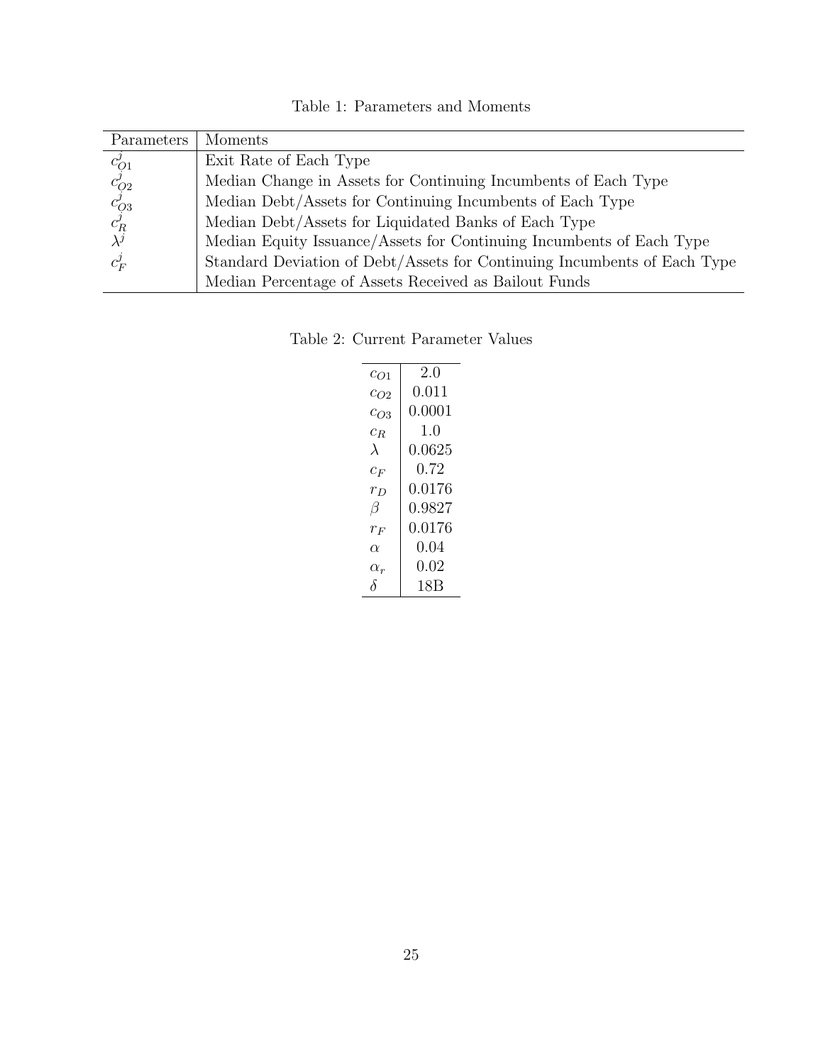Table 1: Parameters and Moments

| Parameters | Moments |
|---|---|
| $c_{O1}^j$ | Exit Rate of Each Type |
| $c_{O2}^j$ | Median Change in Assets for Continuing Incumbents of Each Type |
| $c_{O3}^j$ | Median Debt/Assets for Continuing Incumbents of Each Type |
| $c_R^j$ | Median Debt/Assets for Liquidated Banks of Each Type |
| $\lambda^j$ | Median Equity Issuance/Assets for Continuing Incumbents of Each Type |
| $c_F^j$ | Standard Deviation of Debt/Assets for Continuing Incumbents of Each Type |
| | Median Percentage of Assets Received as Bailout Funds |

Table 2: Current Parameter Values

| | |
|---|---|
| $c_{O1}$ | 2.0 |
| $c_{O2}$ | 0.011 |
| $c_{O3}$ | 0.0001 |
| $c_R$ | 1.0 |
| $\lambda$ | 0.0625 |
| $c_F$ | 0.72 |
| $r_D$ | 0.0176 |
| $\beta$ | 0.9827 |
| $r_F$ | 0.0176 |
| $\alpha$ | 0.04 |
| $\alpha_r$ | 0.02 |
| $\delta$ | 18B |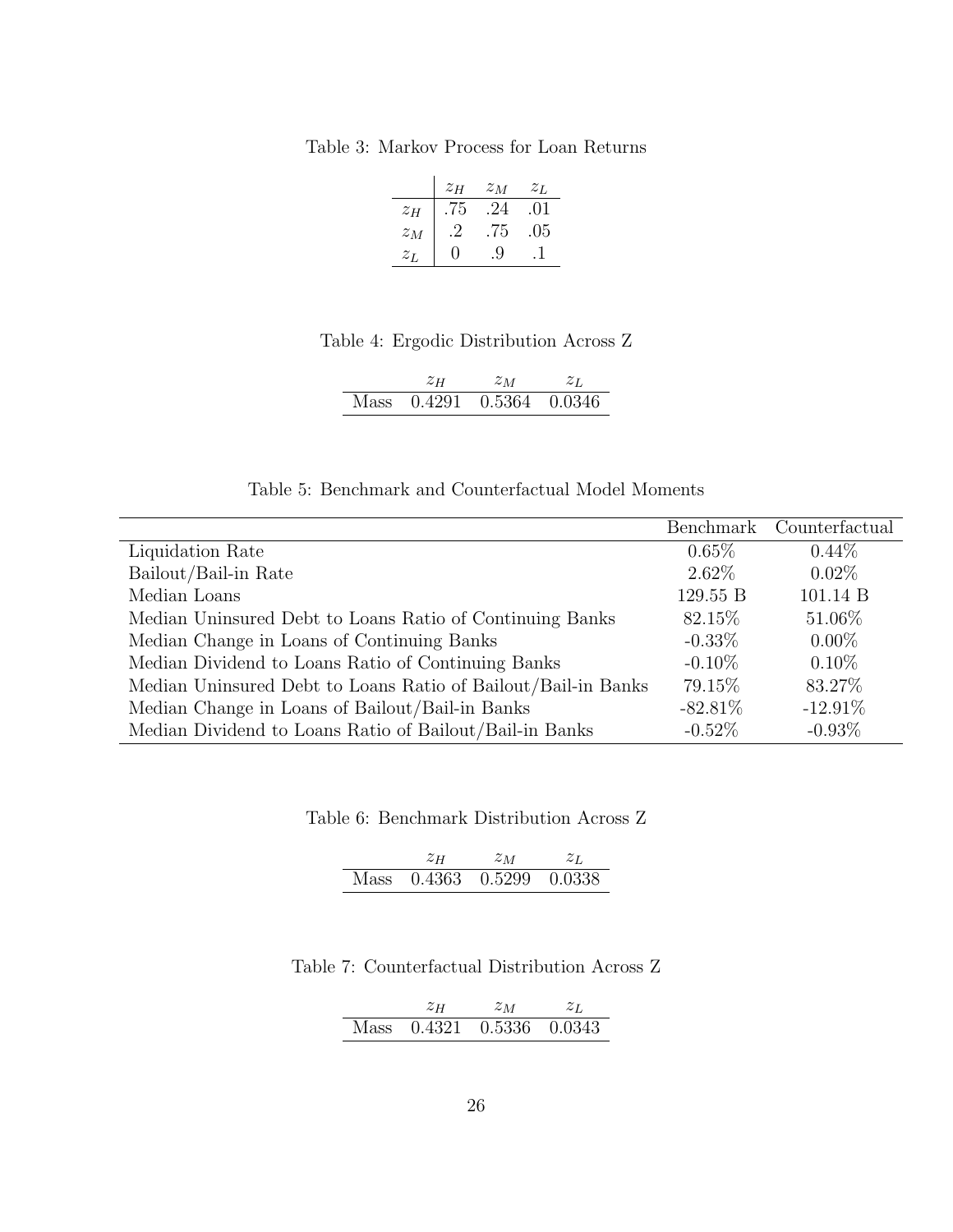Table 3: Markov Process for Loan Returns

| | $z_H$ | $z_M$ | $z_L$ |
|---|---|---|---|
| $z_H$ | .75 | .24 | .01 |
| $z_M$ | .2 | .75 | .05 |
| $z_L$ | 0 | .9 | .1 |

Table 4: Ergodic Distribution Across Z

| | $z_H$ | $z_M$ | $z_L$ |
|---|---|---|---|
| Mass | 0.4291 | 0.5364 | 0.0346 |

Table 5: Benchmark and Counterfactual Model Moments

| | Benchmark | Counterfactual |
|---|---|---|
| Liquidation Rate | 0.65% | 0.44% |
| Bailout/Bail-in Rate | 2.62% | 0.02% |
| Median Loans | 129.55 B | 101.14 B |
| Median Uninsured Debt to Loans Ratio of Continuing Banks | 82.15% | 51.06% |
| Median Change in Loans of Continuing Banks | -0.33% | 0.00% |
| Median Dividend to Loans Ratio of Continuing Banks | -0.10% | 0.10% |
| Median Uninsured Debt to Loans Ratio of Bailout/Bail-in Banks | 79.15% | 83.27% |
| Median Change in Loans of Bailout/Bail-in Banks | -82.81% | -12.91% |
| Median Dividend to Loans Ratio of Bailout/Bail-in Banks | -0.52% | -0.93% |

Table 6: Benchmark Distribution Across Z

| | $z_H$ | $z_M$ | $z_L$ |
|---|---|---|---|
| Mass | 0.4363 | 0.5299 | 0.0338 |

Table 7: Counterfactual Distribution Across Z

| | $z_H$ | $z_M$ | $z_L$ |
|---|---|---|---|
| Mass | 0.4321 | 0.5336 | 0.0343 |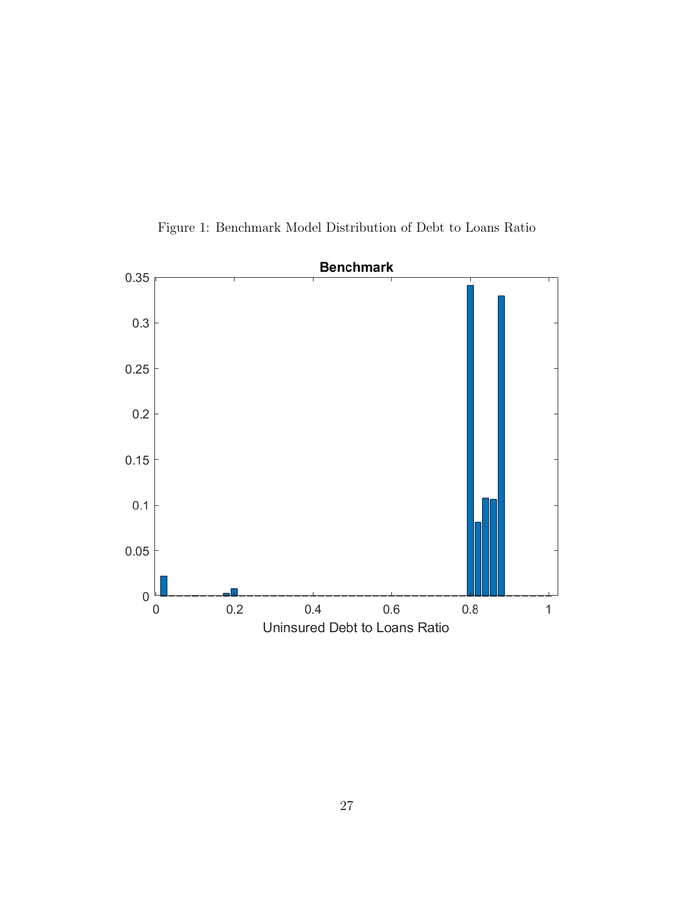Figure 1: Benchmark Model Distribution of Debt to Loans Ratio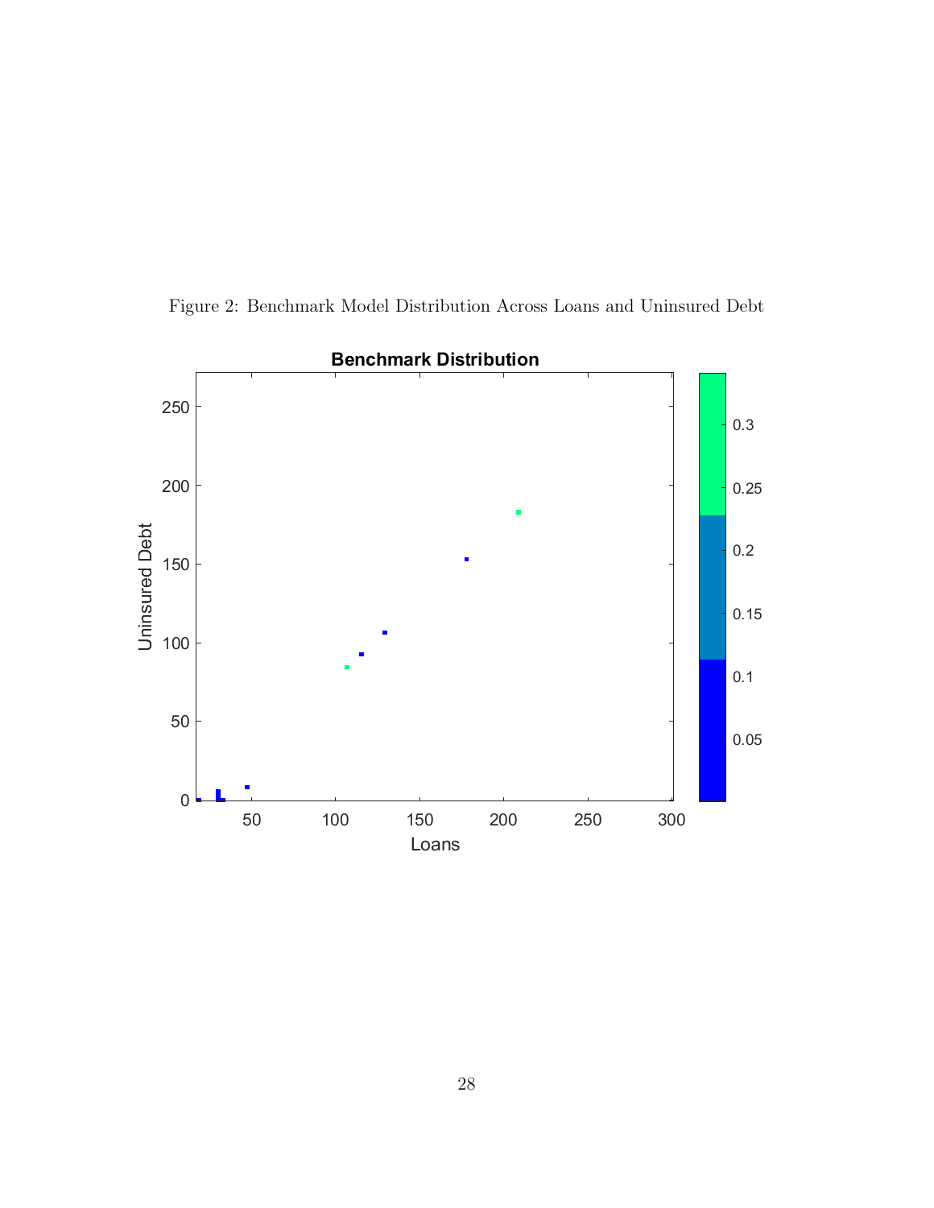Figure 2: Benchmark Model Distribution Across Loans and Uninsured Debt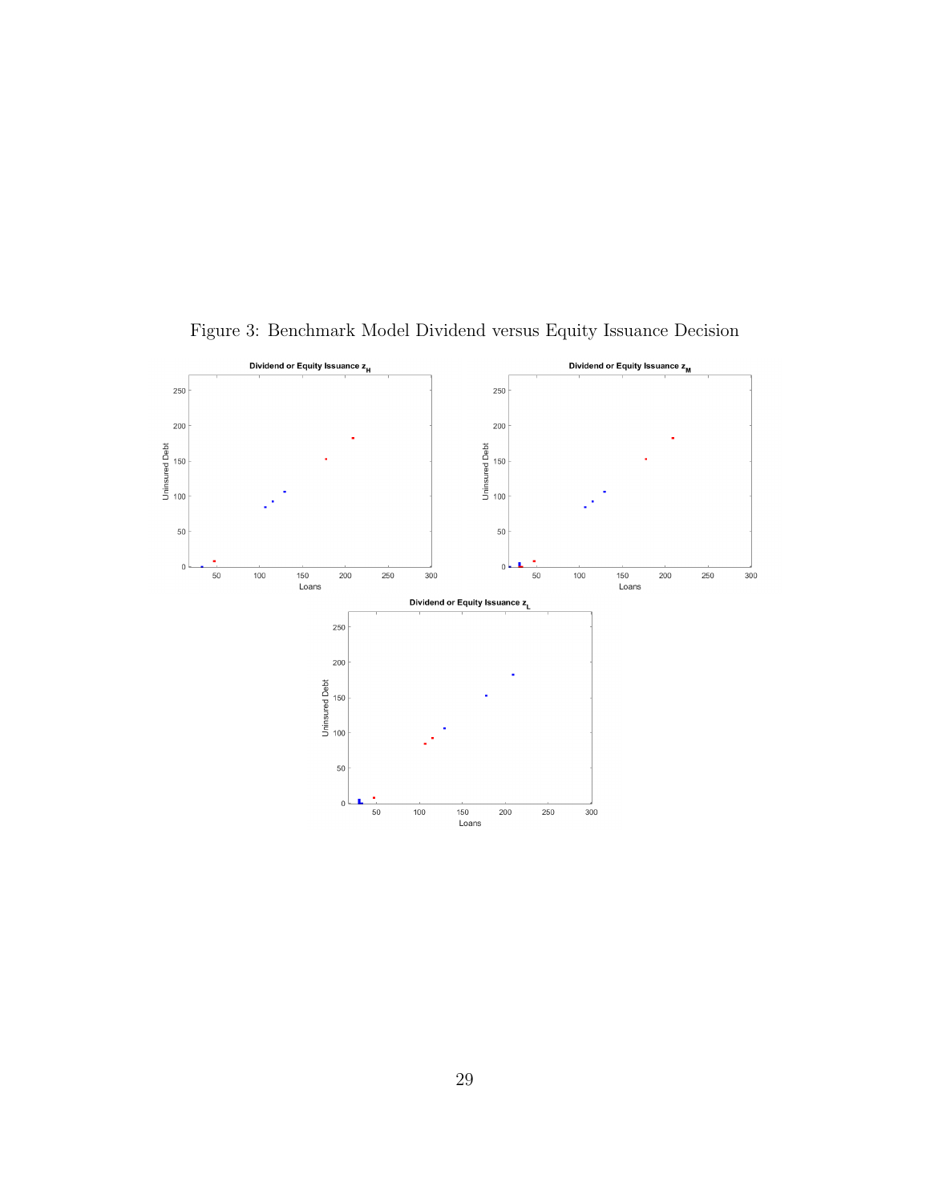Figure 3: Benchmark Model Dividend versus Equity Issuance Decision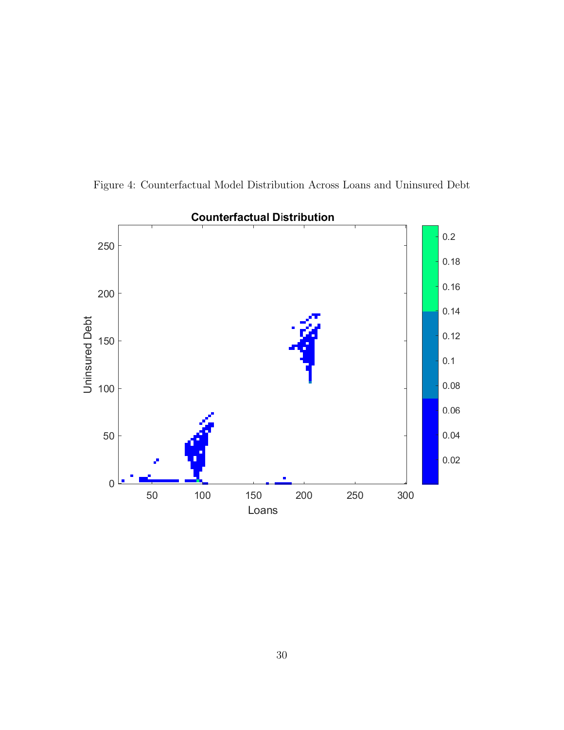Figure 4: Counterfactual Model Distribution Across Loans and Uninsured Debt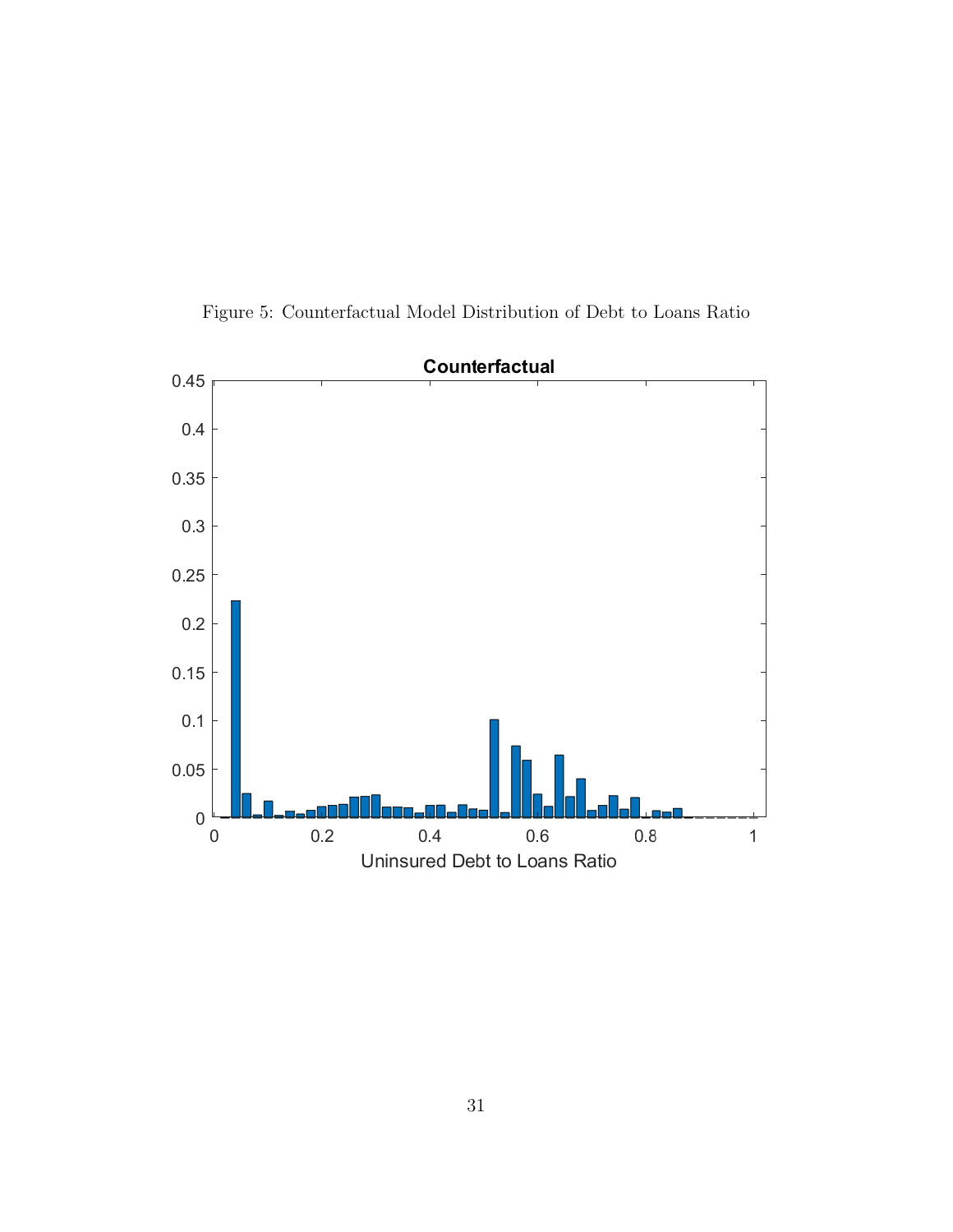Figure 5: Counterfactual Model Distribution of Debt to Loans Ratio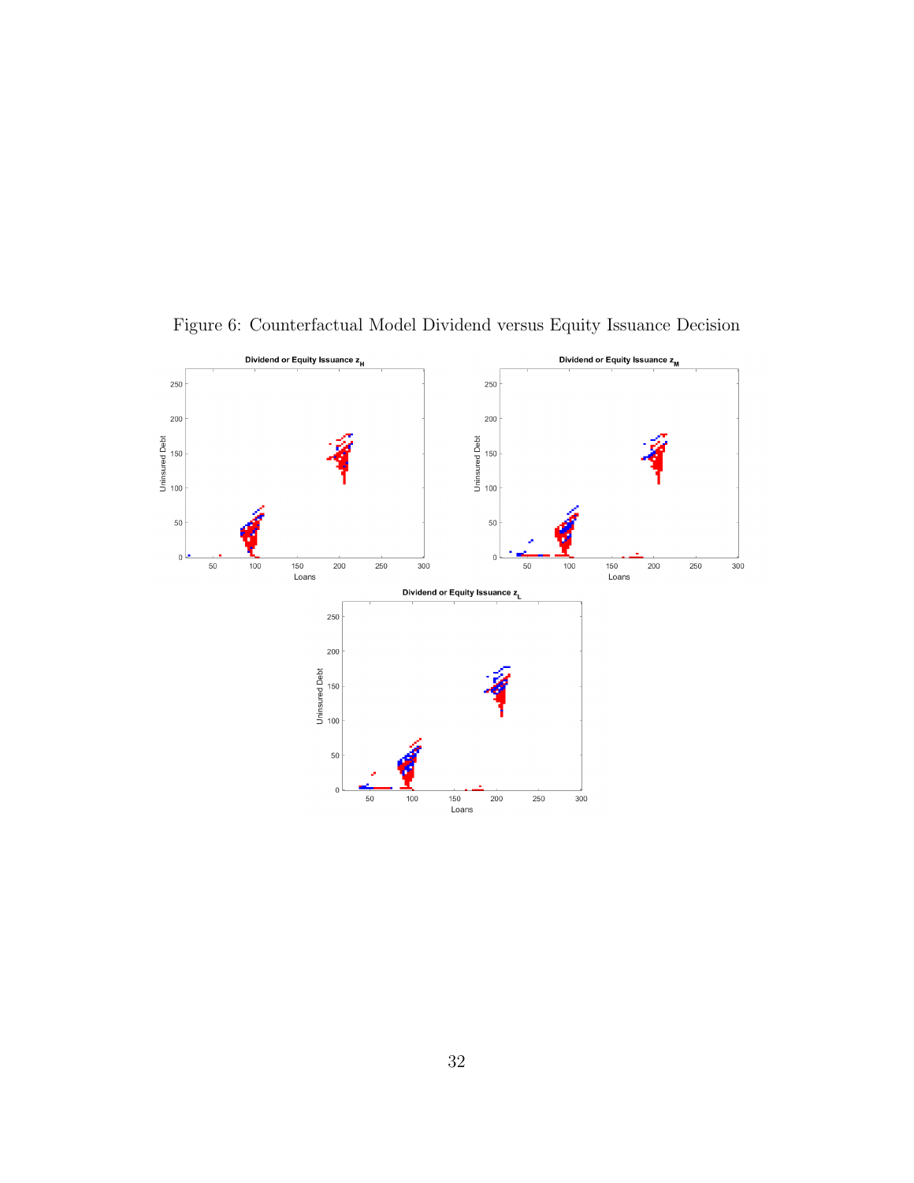Figure 6: Counterfactual Model Dividend versus Equity Issuance Decision

Dividend or Equity Issuance $z_H$

Uninsured Debt

Loans

0
50
100
150
200
250

50
100
150
200
250
300

Dividend or Equity Issuance $z_M$

Uninsured Debt

Loans

0
50
100
150
200
250

50
100
150
200
250
300

Dividend or Equity Issuance $z_L$

Uninsured Debt

Loans

0
50
100
150
200
250

50
100
150
200
250
300